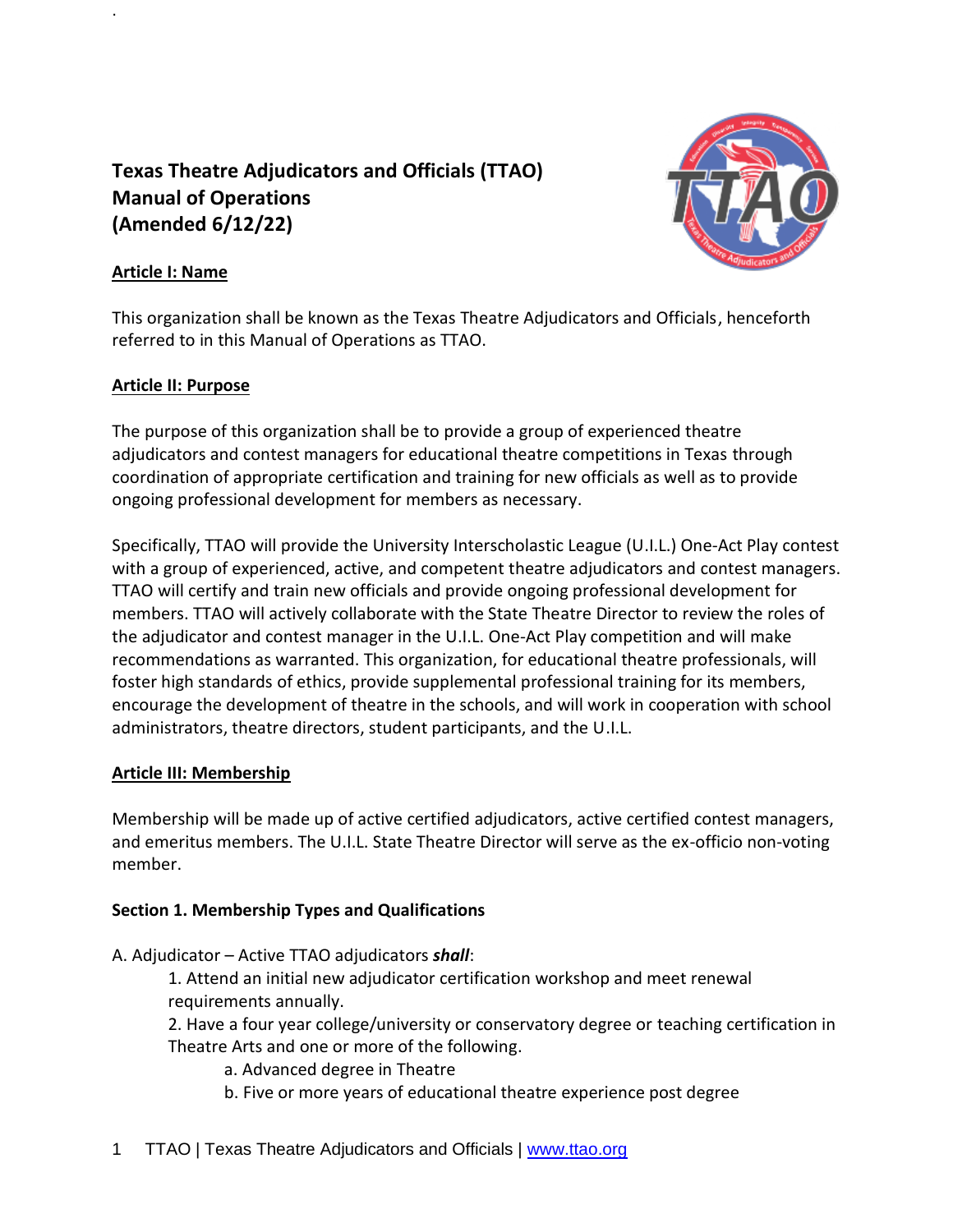# Texas Theatre Adjudicators and Officials (TTAO) Manual of Operations (Amended 6/12/22)

## Article I: Name

This organization shall be known as the Texas Theatre Adjudicators and Officials, henceforth referred to in this Manual of Operations as TTAO.

## Article II: Purpose

The purpose of this organization shall be to provide a group of experienced theatre adjudicators and contest managers for educational theatre competitions in Texas through coordination of appropriate certification and training for new officials as well as to provide ongoing professional development for members as necessary.

Specifically, TTAO will provide the University Interscholastic League (U.I.L.) One-Act Play contest with a group of experienced, active, and competent theatre adjudicators and contest managers. TTAO will certify and train new officials and provide ongoing professional development for members. TTAO will actively collaborate with the State Theatre Director to review the roles of the adjudicator and contest manager in the U.I.L. One-Act Play competition and will make recommendations as warranted. This organization, for educational theatre professionals, will foster high standards of ethics, provide supplemental professional training for its members, encourage the development of theatre in the schools, and will work in cooperation with school administrators, theatre directors, student participants, and the U.I.L.

## Article III: Membership

Membership will be made up of active certified adjudicators, active certified contest managers, and emeritus members. The U.I.L. State Theatre Director will serve as the ex-officio non-voting member.

### Section 1. Membership Types and Qualifications

A. Adjudicator – Active TTAO adjudicators ***shall***:

1. Attend an initial new adjudicator certification workshop and meet renewal requirements annually.
2. Have a four year college/university or conservatory degree or teaching certification in Theatre Arts and one or more of the following.
   a. Advanced degree in Theatre
   b. Five or more years of educational theatre experience post degree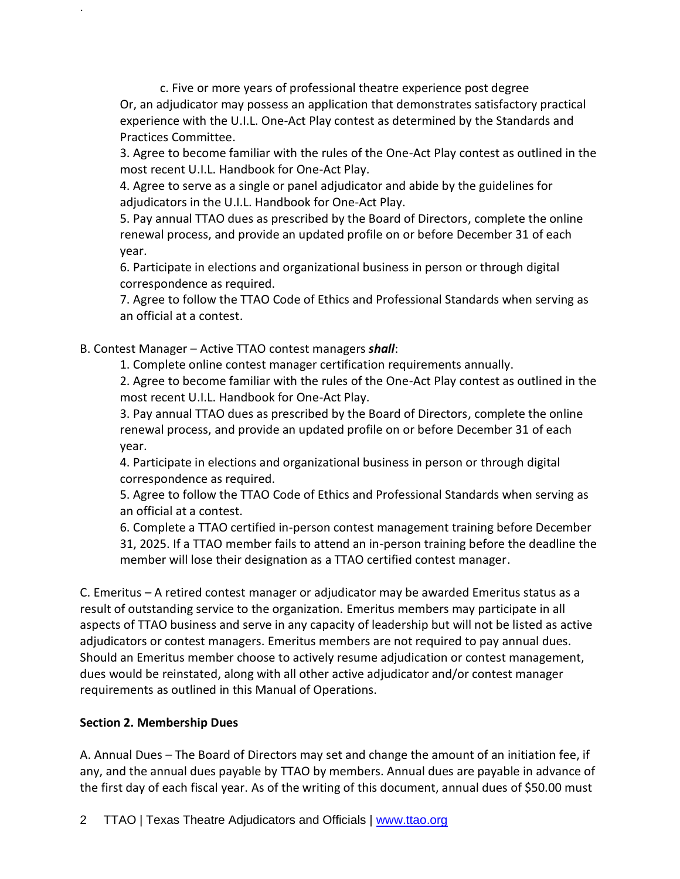c. Five or more years of professional theatre experience post degree

Or, an adjudicator may possess an application that demonstrates satisfactory practical experience with the U.I.L. One-Act Play contest as determined by the Standards and Practices Committee.

3. Agree to become familiar with the rules of the One-Act Play contest as outlined in the most recent U.I.L. Handbook for One-Act Play.
4. Agree to serve as a single or panel adjudicator and abide by the guidelines for adjudicators in the U.I.L. Handbook for One-Act Play.
5. Pay annual TTAO dues as prescribed by the Board of Directors, complete the online renewal process, and provide an updated profile on or before December 31 of each year.
6. Participate in elections and organizational business in person or through digital correspondence as required.
7. Agree to follow the TTAO Code of Ethics and Professional Standards when serving as an official at a contest.

B. Contest Manager – Active TTAO contest managers ***shall***:

1. Complete online contest manager certification requirements annually.
2. Agree to become familiar with the rules of the One-Act Play contest as outlined in the most recent U.I.L. Handbook for One-Act Play.
3. Pay annual TTAO dues as prescribed by the Board of Directors, complete the online renewal process, and provide an updated profile on or before December 31 of each year.
4. Participate in elections and organizational business in person or through digital correspondence as required.
5. Agree to follow the TTAO Code of Ethics and Professional Standards when serving as an official at a contest.
6. Complete a TTAO certified in-person contest management training before December 31, 2025. If a TTAO member fails to attend an in-person training before the deadline the member will lose their designation as a TTAO certified contest manager.

C. Emeritus – A retired contest manager or adjudicator may be awarded Emeritus status as a result of outstanding service to the organization. Emeritus members may participate in all aspects of TTAO business and serve in any capacity of leadership but will not be listed as active adjudicators or contest managers. Emeritus members are not required to pay annual dues. Should an Emeritus member choose to actively resume adjudication or contest management, dues would be reinstated, along with all other active adjudicator and/or contest manager requirements as outlined in this Manual of Operations.

**Section 2. Membership Dues**

A. Annual Dues – The Board of Directors may set and change the amount of an initiation fee, if any, and the annual dues payable by TTAO by members. Annual dues are payable in advance of the first day of each fiscal year. As of the writing of this document, annual dues of $50.00 must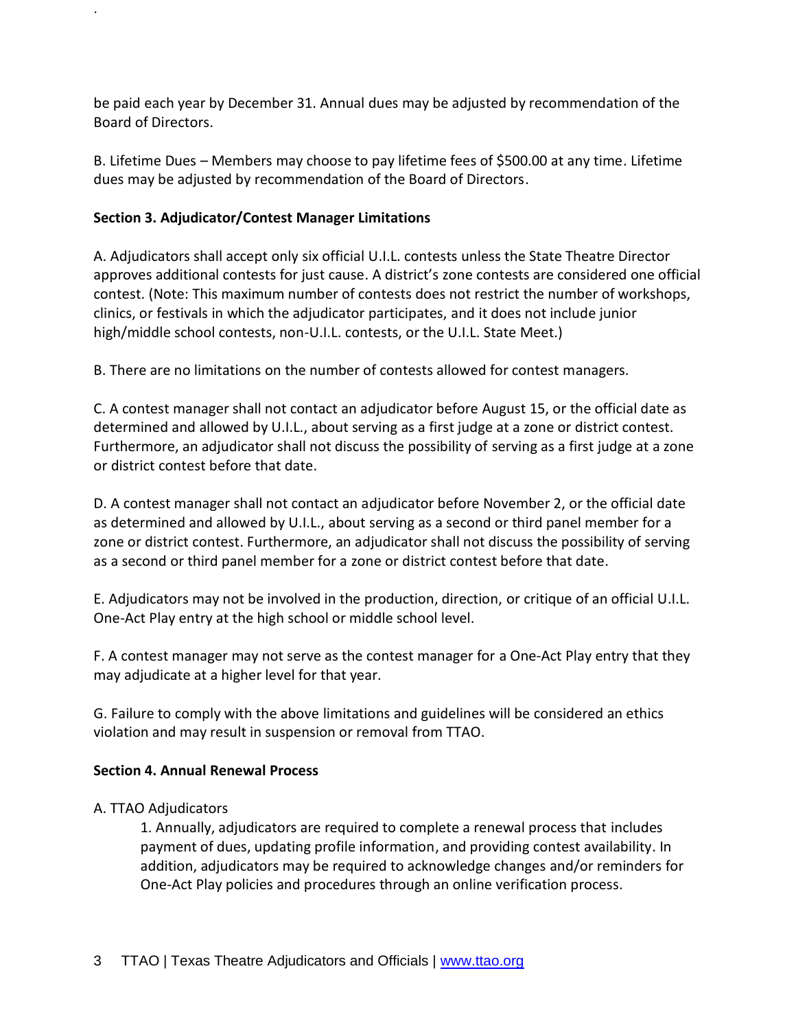be paid each year by December 31. Annual dues may be adjusted by recommendation of the Board of Directors.

B. Lifetime Dues – Members may choose to pay lifetime fees of $500.00 at any time. Lifetime dues may be adjusted by recommendation of the Board of Directors.

**Section 3. Adjudicator/Contest Manager Limitations**

A. Adjudicators shall accept only six official U.I.L. contests unless the State Theatre Director approves additional contests for just cause. A district's zone contests are considered one official contest. (Note: This maximum number of contests does not restrict the number of workshops, clinics, or festivals in which the adjudicator participates, and it does not include junior high/middle school contests, non-U.I.L. contests, or the U.I.L. State Meet.)

B. There are no limitations on the number of contests allowed for contest managers.

C. A contest manager shall not contact an adjudicator before August 15, or the official date as determined and allowed by U.I.L., about serving as a first judge at a zone or district contest. Furthermore, an adjudicator shall not discuss the possibility of serving as a first judge at a zone or district contest before that date.

D. A contest manager shall not contact an adjudicator before November 2, or the official date as determined and allowed by U.I.L., about serving as a second or third panel member for a zone or district contest. Furthermore, an adjudicator shall not discuss the possibility of serving as a second or third panel member for a zone or district contest before that date.

E. Adjudicators may not be involved in the production, direction, or critique of an official U.I.L. One-Act Play entry at the high school or middle school level.

F. A contest manager may not serve as the contest manager for a One-Act Play entry that they may adjudicate at a higher level for that year.

G. Failure to comply with the above limitations and guidelines will be considered an ethics violation and may result in suspension or removal from TTAO.

**Section 4. Annual Renewal Process**

A. TTAO Adjudicators

1. Annually, adjudicators are required to complete a renewal process that includes payment of dues, updating profile information, and providing contest availability. In addition, adjudicators may be required to acknowledge changes and/or reminders for One-Act Play policies and procedures through an online verification process.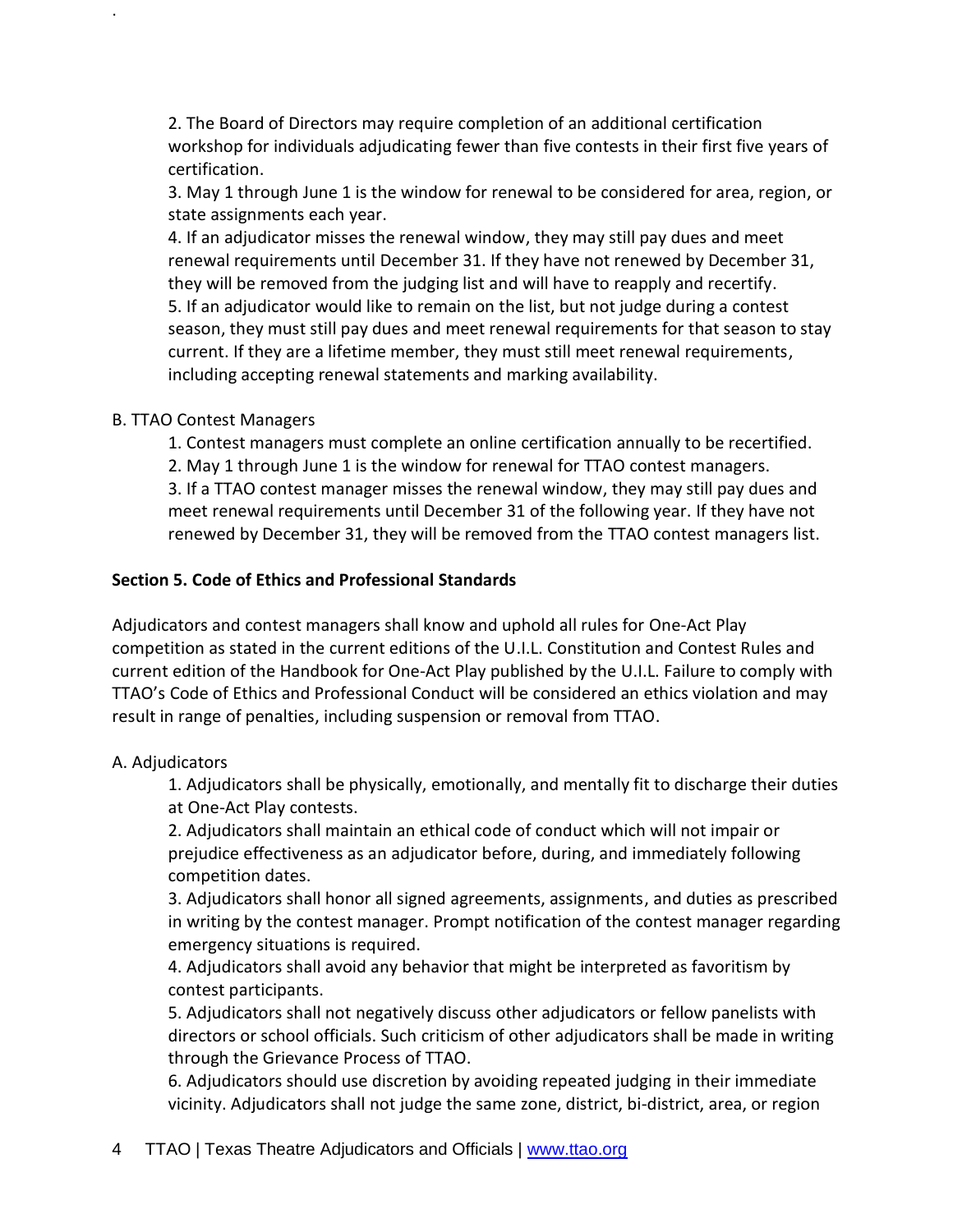2. The Board of Directors may require completion of an additional certification workshop for individuals adjudicating fewer than five contests in their first five years of certification.

3. May 1 through June 1 is the window for renewal to be considered for area, region, or state assignments each year.

4. If an adjudicator misses the renewal window, they may still pay dues and meet renewal requirements until December 31. If they have not renewed by December 31, they will be removed from the judging list and will have to reapply and recertify.

5. If an adjudicator would like to remain on the list, but not judge during a contest season, they must still pay dues and meet renewal requirements for that season to stay current. If they are a lifetime member, they must still meet renewal requirements, including accepting renewal statements and marking availability.

B. TTAO Contest Managers

1. Contest managers must complete an online certification annually to be recertified.

2. May 1 through June 1 is the window for renewal for TTAO contest managers.

3. If a TTAO contest manager misses the renewal window, they may still pay dues and meet renewal requirements until December 31 of the following year. If they have not renewed by December 31, they will be removed from the TTAO contest managers list.

**Section 5. Code of Ethics and Professional Standards**

Adjudicators and contest managers shall know and uphold all rules for One-Act Play competition as stated in the current editions of the U.I.L. Constitution and Contest Rules and current edition of the Handbook for One-Act Play published by the U.I.L. Failure to comply with TTAO's Code of Ethics and Professional Conduct will be considered an ethics violation and may result in range of penalties, including suspension or removal from TTAO.

A. Adjudicators

1. Adjudicators shall be physically, emotionally, and mentally fit to discharge their duties at One-Act Play contests.

2. Adjudicators shall maintain an ethical code of conduct which will not impair or prejudice effectiveness as an adjudicator before, during, and immediately following competition dates.

3. Adjudicators shall honor all signed agreements, assignments, and duties as prescribed in writing by the contest manager. Prompt notification of the contest manager regarding emergency situations is required.

4. Adjudicators shall avoid any behavior that might be interpreted as favoritism by contest participants.

5. Adjudicators shall not negatively discuss other adjudicators or fellow panelists with directors or school officials. Such criticism of other adjudicators shall be made in writing through the Grievance Process of TTAO.

6. Adjudicators should use discretion by avoiding repeated judging in their immediate vicinity. Adjudicators shall not judge the same zone, district, bi-district, area, or region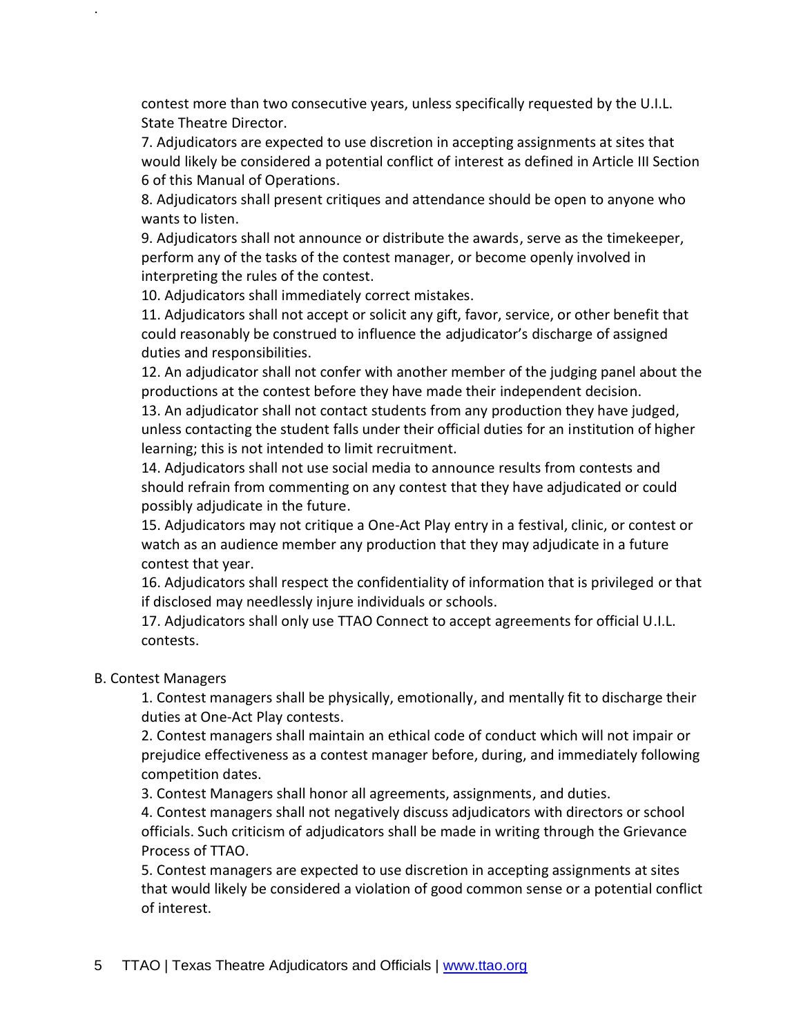contest more than two consecutive years, unless specifically requested by the U.I.L. State Theatre Director.

7. Adjudicators are expected to use discretion in accepting assignments at sites that would likely be considered a potential conflict of interest as defined in Article III Section 6 of this Manual of Operations.

8. Adjudicators shall present critiques and attendance should be open to anyone who wants to listen.

9. Adjudicators shall not announce or distribute the awards, serve as the timekeeper, perform any of the tasks of the contest manager, or become openly involved in interpreting the rules of the contest.

10. Adjudicators shall immediately correct mistakes.

11. Adjudicators shall not accept or solicit any gift, favor, service, or other benefit that could reasonably be construed to influence the adjudicator's discharge of assigned duties and responsibilities.

12. An adjudicator shall not confer with another member of the judging panel about the productions at the contest before they have made their independent decision.

13. An adjudicator shall not contact students from any production they have judged, unless contacting the student falls under their official duties for an institution of higher learning; this is not intended to limit recruitment.

14. Adjudicators shall not use social media to announce results from contests and should refrain from commenting on any contest that they have adjudicated or could possibly adjudicate in the future.

15. Adjudicators may not critique a One-Act Play entry in a festival, clinic, or contest or watch as an audience member any production that they may adjudicate in a future contest that year.

16. Adjudicators shall respect the confidentiality of information that is privileged or that if disclosed may needlessly injure individuals or schools.

17. Adjudicators shall only use TTAO Connect to accept agreements for official U.I.L. contests.

B. Contest Managers

1. Contest managers shall be physically, emotionally, and mentally fit to discharge their duties at One-Act Play contests.

2. Contest managers shall maintain an ethical code of conduct which will not impair or prejudice effectiveness as a contest manager before, during, and immediately following competition dates.

3. Contest Managers shall honor all agreements, assignments, and duties.

4. Contest managers shall not negatively discuss adjudicators with directors or school officials. Such criticism of adjudicators shall be made in writing through the Grievance Process of TTAO.

5. Contest managers are expected to use discretion in accepting assignments at sites that would likely be considered a violation of good common sense or a potential conflict of interest.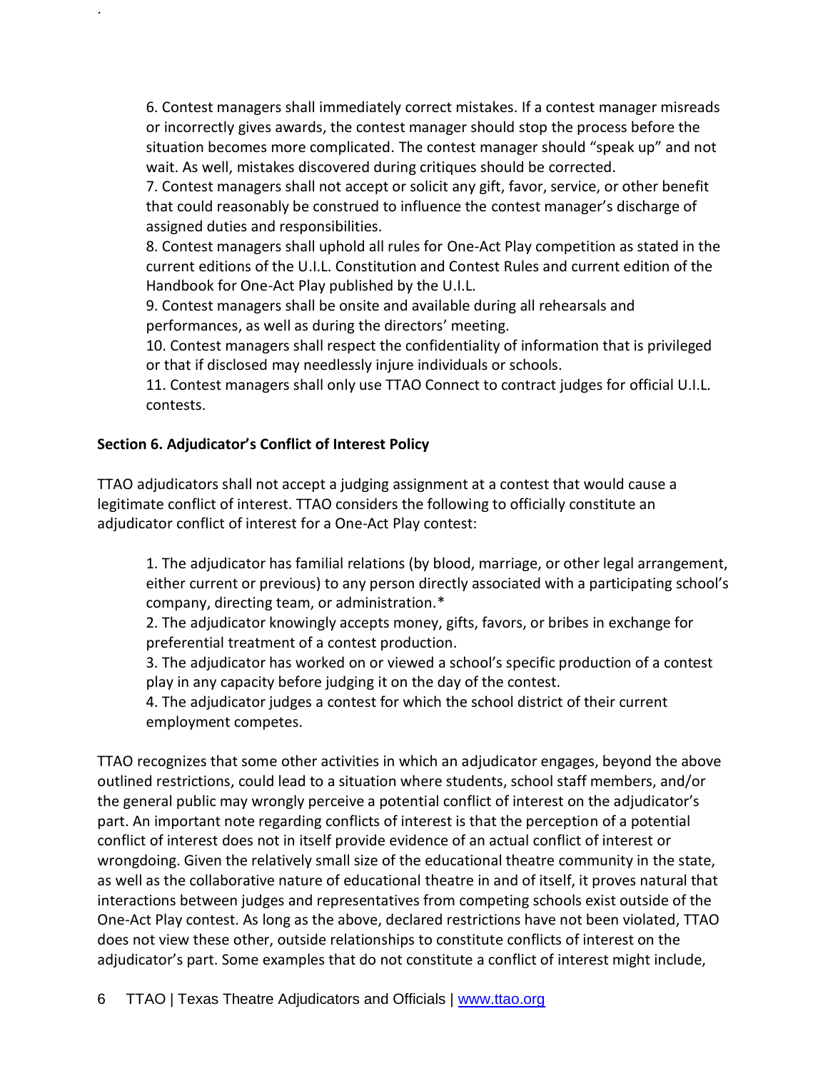6. Contest managers shall immediately correct mistakes. If a contest manager misreads or incorrectly gives awards, the contest manager should stop the process before the situation becomes more complicated. The contest manager should “speak up” and not wait. As well, mistakes discovered during critiques should be corrected.
7. Contest managers shall not accept or solicit any gift, favor, service, or other benefit that could reasonably be construed to influence the contest manager’s discharge of assigned duties and responsibilities.
8. Contest managers shall uphold all rules for One-Act Play competition as stated in the current editions of the U.I.L. Constitution and Contest Rules and current edition of the Handbook for One-Act Play published by the U.I.L.
9. Contest managers shall be onsite and available during all rehearsals and performances, as well as during the directors’ meeting.
10. Contest managers shall respect the confidentiality of information that is privileged or that if disclosed may needlessly injure individuals or schools.
11. Contest managers shall only use TTAO Connect to contract judges for official U.I.L. contests.

**Section 6. Adjudicator’s Conflict of Interest Policy**

TTAO adjudicators shall not accept a judging assignment at a contest that would cause a legitimate conflict of interest. TTAO considers the following to officially constitute an adjudicator conflict of interest for a One-Act Play contest:

1. The adjudicator has familial relations (by blood, marriage, or other legal arrangement, either current or previous) to any person directly associated with a participating school’s company, directing team, or administration.*
2. The adjudicator knowingly accepts money, gifts, favors, or bribes in exchange for preferential treatment of a contest production.
3. The adjudicator has worked on or viewed a school’s specific production of a contest play in any capacity before judging it on the day of the contest.
4. The adjudicator judges a contest for which the school district of their current employment competes.

TTAO recognizes that some other activities in which an adjudicator engages, beyond the above outlined restrictions, could lead to a situation where students, school staff members, and/or the general public may wrongly perceive a potential conflict of interest on the adjudicator’s part. An important note regarding conflicts of interest is that the perception of a potential conflict of interest does not in itself provide evidence of an actual conflict of interest or wrongdoing. Given the relatively small size of the educational theatre community in the state, as well as the collaborative nature of educational theatre in and of itself, it proves natural that interactions between judges and representatives from competing schools exist outside of the One-Act Play contest. As long as the above, declared restrictions have not been violated, TTAO does not view these other, outside relationships to constitute conflicts of interest on the adjudicator’s part. Some examples that do not constitute a conflict of interest might include,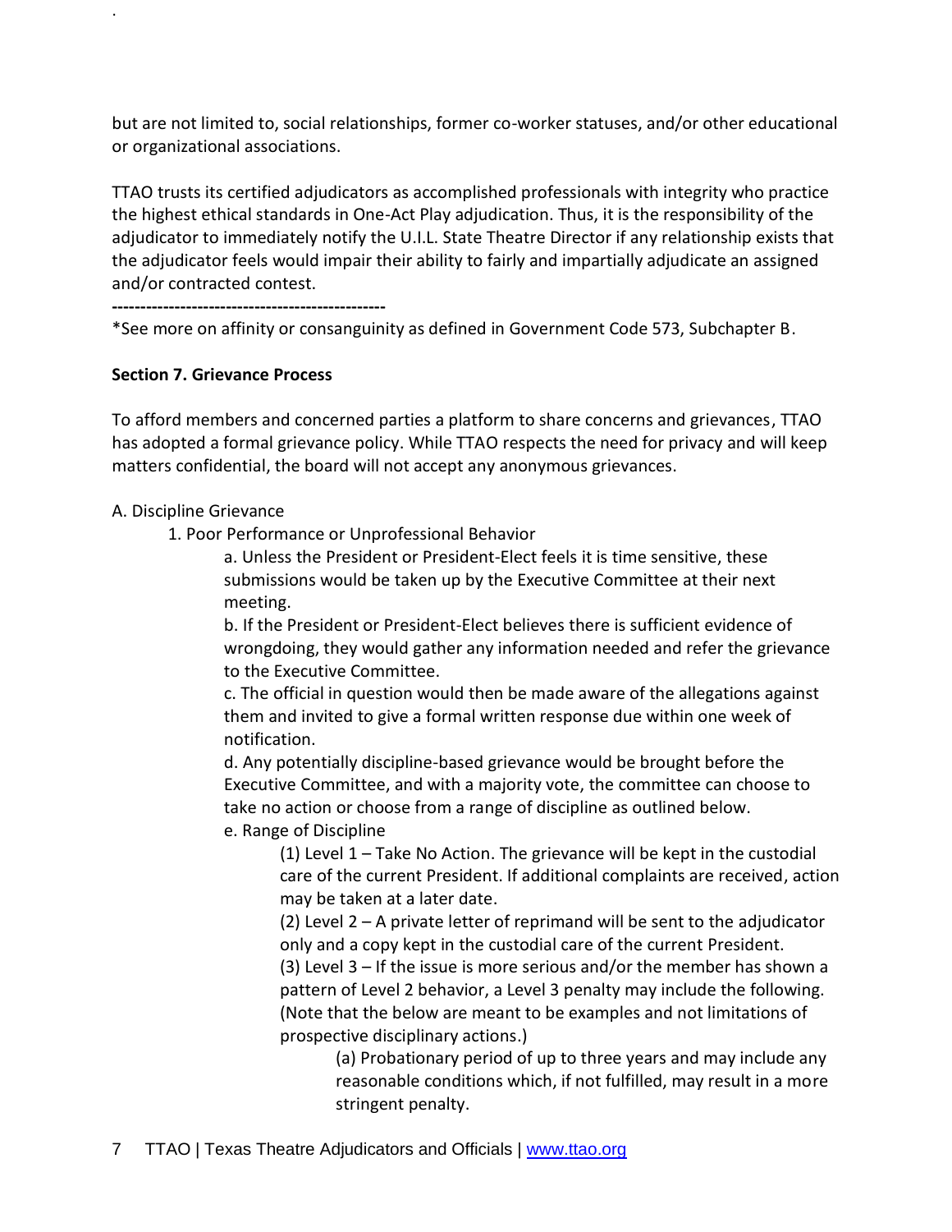but are not limited to, social relationships, former co-worker statuses, and/or other educational or organizational associations.

TTAO trusts its certified adjudicators as accomplished professionals with integrity who practice the highest ethical standards in One-Act Play adjudication. Thus, it is the responsibility of the adjudicator to immediately notify the U.I.L. State Theatre Director if any relationship exists that the adjudicator feels would impair their ability to fairly and impartially adjudicate an assigned and/or contracted contest.

------------------------------------------------

*See more on affinity or consanguinity as defined in Government Code 573, Subchapter B.

**Section 7. Grievance Process**

To afford members and concerned parties a platform to share concerns and grievances, TTAO has adopted a formal grievance policy. While TTAO respects the need for privacy and will keep matters confidential, the board will not accept any anonymous grievances.

A. Discipline Grievance

1. Poor Performance or Unprofessional Behavior

a. Unless the President or President-Elect feels it is time sensitive, these submissions would be taken up by the Executive Committee at their next meeting.

b. If the President or President-Elect believes there is sufficient evidence of wrongdoing, they would gather any information needed and refer the grievance to the Executive Committee.

c. The official in question would then be made aware of the allegations against them and invited to give a formal written response due within one week of notification.

d. Any potentially discipline-based grievance would be brought before the Executive Committee, and with a majority vote, the committee can choose to take no action or choose from a range of discipline as outlined below.

e. Range of Discipline

(1) Level 1 – Take No Action. The grievance will be kept in the custodial care of the current President. If additional complaints are received, action may be taken at a later date.

(2) Level 2 – A private letter of reprimand will be sent to the adjudicator only and a copy kept in the custodial care of the current President.

(3) Level 3 – If the issue is more serious and/or the member has shown a pattern of Level 2 behavior, a Level 3 penalty may include the following. (Note that the below are meant to be examples and not limitations of prospective disciplinary actions.)

(a) Probationary period of up to three years and may include any reasonable conditions which, if not fulfilled, may result in a more stringent penalty.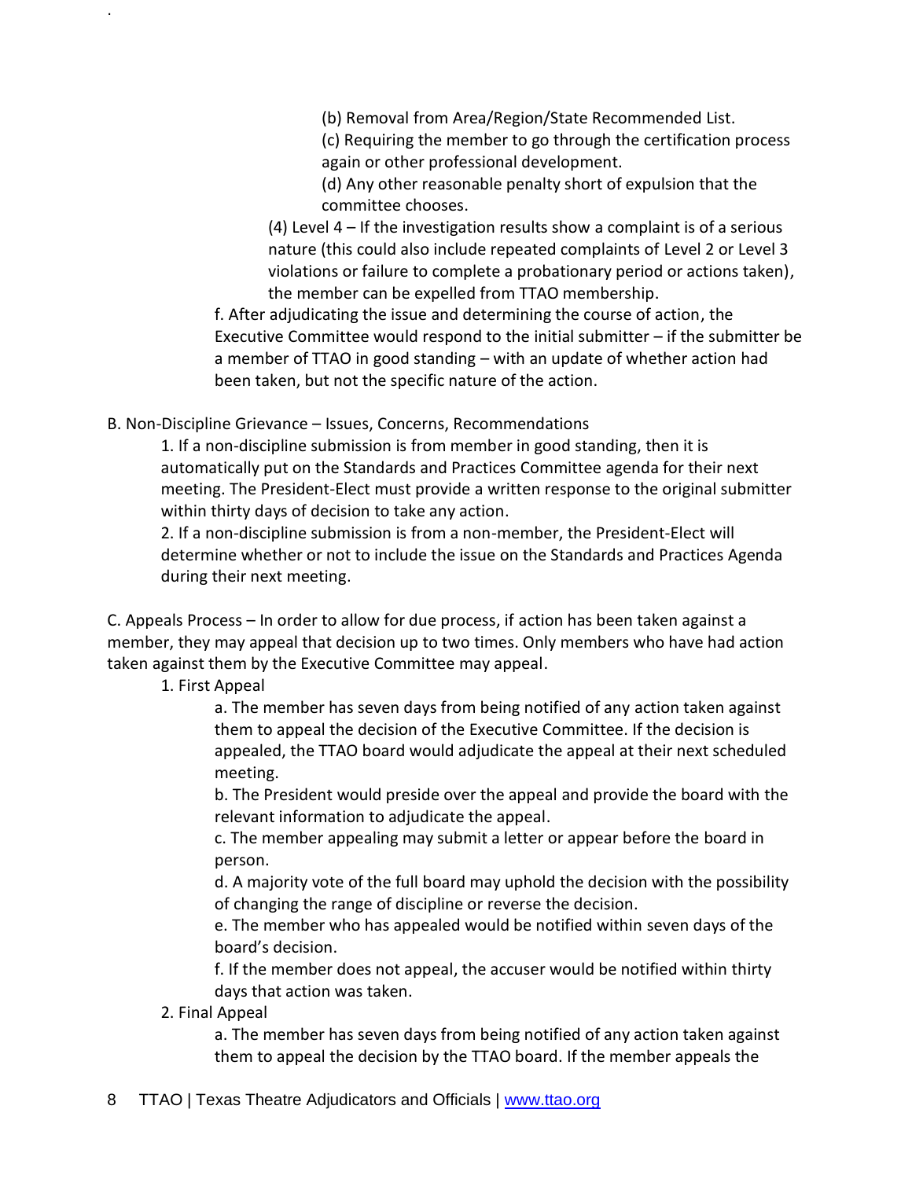(b) Removal from Area/Region/State Recommended List.

(c) Requiring the member to go through the certification process again or other professional development.

(d) Any other reasonable penalty short of expulsion that the committee chooses.

(4) Level 4 – If the investigation results show a complaint is of a serious nature (this could also include repeated complaints of Level 2 or Level 3 violations or failure to complete a probationary period or actions taken), the member can be expelled from TTAO membership.

f. After adjudicating the issue and determining the course of action, the Executive Committee would respond to the initial submitter – if the submitter be a member of TTAO in good standing – with an update of whether action had been taken, but not the specific nature of the action.

B. Non-Discipline Grievance – Issues, Concerns, Recommendations

1. If a non-discipline submission is from member in good standing, then it is automatically put on the Standards and Practices Committee agenda for their next meeting. The President-Elect must provide a written response to the original submitter within thirty days of decision to take any action.

2. If a non-discipline submission is from a non-member, the President-Elect will determine whether or not to include the issue on the Standards and Practices Agenda during their next meeting.

C. Appeals Process – In order to allow for due process, if action has been taken against a member, they may appeal that decision up to two times. Only members who have had action taken against them by the Executive Committee may appeal.

1. First Appeal

a. The member has seven days from being notified of any action taken against them to appeal the decision of the Executive Committee. If the decision is appealed, the TTAO board would adjudicate the appeal at their next scheduled meeting.

b. The President would preside over the appeal and provide the board with the relevant information to adjudicate the appeal.

c. The member appealing may submit a letter or appear before the board in person.

d. A majority vote of the full board may uphold the decision with the possibility of changing the range of discipline or reverse the decision.

e. The member who has appealed would be notified within seven days of the board's decision.

f. If the member does not appeal, the accuser would be notified within thirty days that action was taken.

2. Final Appeal

a. The member has seven days from being notified of any action taken against them to appeal the decision by the TTAO board. If the member appeals the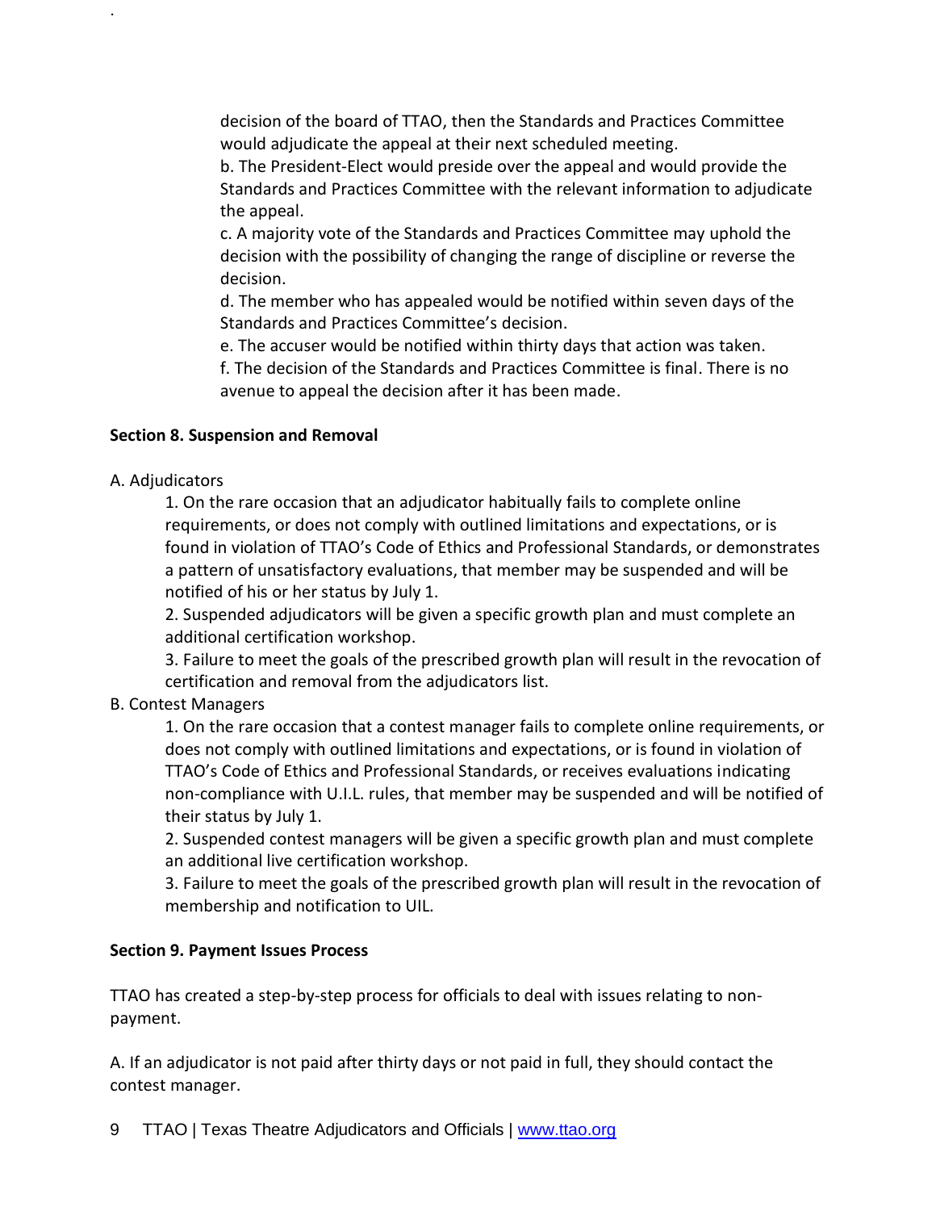decision of the board of TTAO, then the Standards and Practices Committee would adjudicate the appeal at their next scheduled meeting.

b. The President-Elect would preside over the appeal and would provide the Standards and Practices Committee with the relevant information to adjudicate the appeal.

c. A majority vote of the Standards and Practices Committee may uphold the decision with the possibility of changing the range of discipline or reverse the decision.

d. The member who has appealed would be notified within seven days of the Standards and Practices Committee's decision.

e. The accuser would be notified within thirty days that action was taken.

f. The decision of the Standards and Practices Committee is final. There is no avenue to appeal the decision after it has been made.

**Section 8. Suspension and Removal**

A. Adjudicators

1. On the rare occasion that an adjudicator habitually fails to complete online requirements, or does not comply with outlined limitations and expectations, or is found in violation of TTAO's Code of Ethics and Professional Standards, or demonstrates a pattern of unsatisfactory evaluations, that member may be suspended and will be notified of his or her status by July 1.
2. Suspended adjudicators will be given a specific growth plan and must complete an additional certification workshop.
3. Failure to meet the goals of the prescribed growth plan will result in the revocation of certification and removal from the adjudicators list.

B. Contest Managers

1. On the rare occasion that a contest manager fails to complete online requirements, or does not comply with outlined limitations and expectations, or is found in violation of TTAO's Code of Ethics and Professional Standards, or receives evaluations indicating non-compliance with U.I.L. rules, that member may be suspended and will be notified of their status by July 1.
2. Suspended contest managers will be given a specific growth plan and must complete an additional live certification workshop.
3. Failure to meet the goals of the prescribed growth plan will result in the revocation of membership and notification to UIL.

**Section 9. Payment Issues Process**

TTAO has created a step-by-step process for officials to deal with issues relating to non-payment.

A. If an adjudicator is not paid after thirty days or not paid in full, they should contact the contest manager.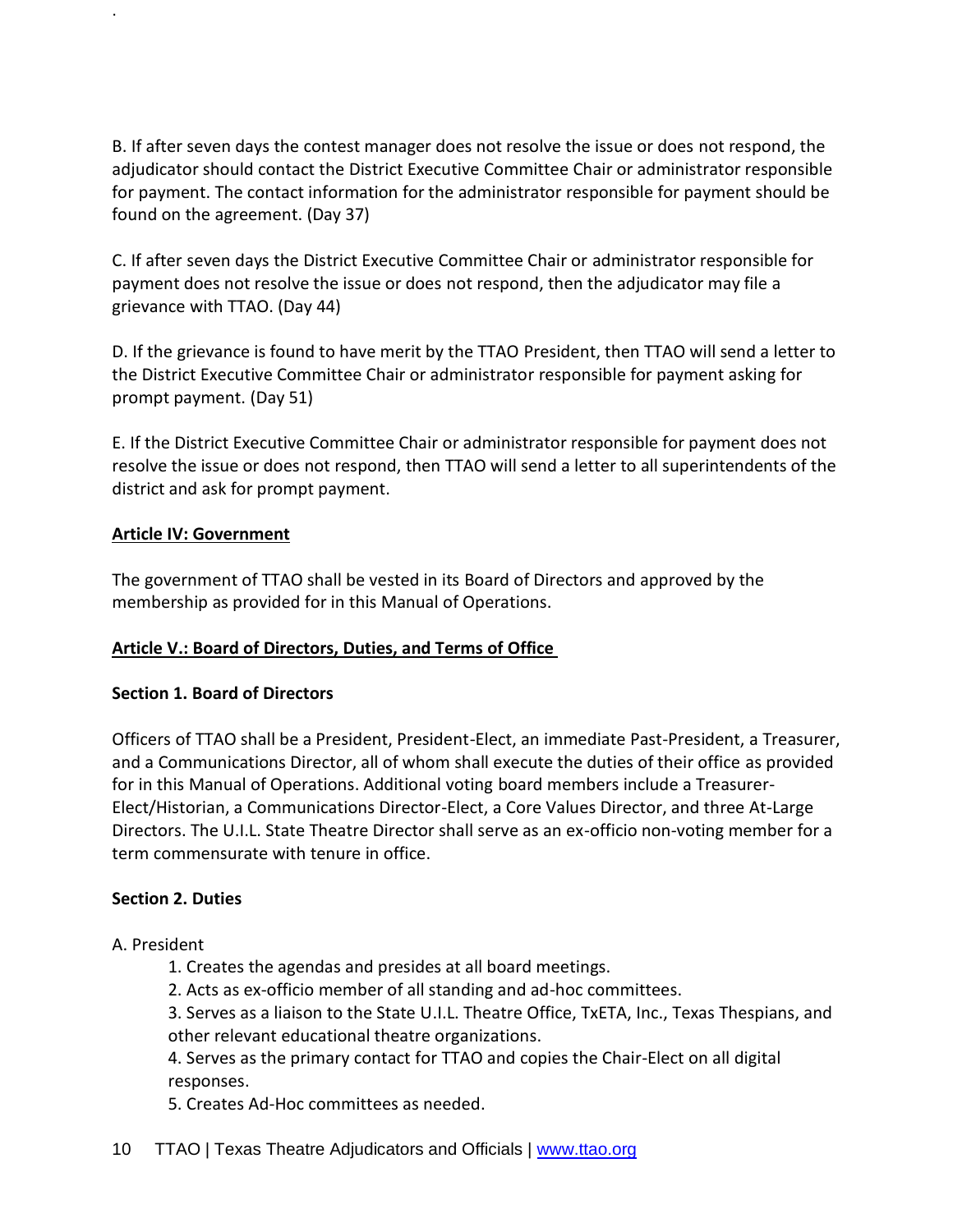B. If after seven days the contest manager does not resolve the issue or does not respond, the adjudicator should contact the District Executive Committee Chair or administrator responsible for payment. The contact information for the administrator responsible for payment should be found on the agreement. (Day 37)

C. If after seven days the District Executive Committee Chair or administrator responsible for payment does not resolve the issue or does not respond, then the adjudicator may file a grievance with TTAO. (Day 44)

D. If the grievance is found to have merit by the TTAO President, then TTAO will send a letter to the District Executive Committee Chair or administrator responsible for payment asking for prompt payment. (Day 51)

E. If the District Executive Committee Chair or administrator responsible for payment does not resolve the issue or does not respond, then TTAO will send a letter to all superintendents of the district and ask for prompt payment.

## Article IV: Government

The government of TTAO shall be vested in its Board of Directors and approved by the membership as provided for in this Manual of Operations.

## Article V.: Board of Directors, Duties, and Terms of Office

### Section 1. Board of Directors

Officers of TTAO shall be a President, President-Elect, an immediate Past-President, a Treasurer, and a Communications Director, all of whom shall execute the duties of their office as provided for in this Manual of Operations. Additional voting board members include a Treasurer-Elect/Historian, a Communications Director-Elect, a Core Values Director, and three At-Large Directors. The U.I.L. State Theatre Director shall serve as an ex-officio non-voting member for a term commensurate with tenure in office.

### Section 2. Duties

A. President

1. Creates the agendas and presides at all board meetings.
2. Acts as ex-officio member of all standing and ad-hoc committees.
3. Serves as a liaison to the State U.I.L. Theatre Office, TxETA, Inc., Texas Thespians, and other relevant educational theatre organizations.
4. Serves as the primary contact for TTAO and copies the Chair-Elect on all digital responses.
5. Creates Ad-Hoc committees as needed.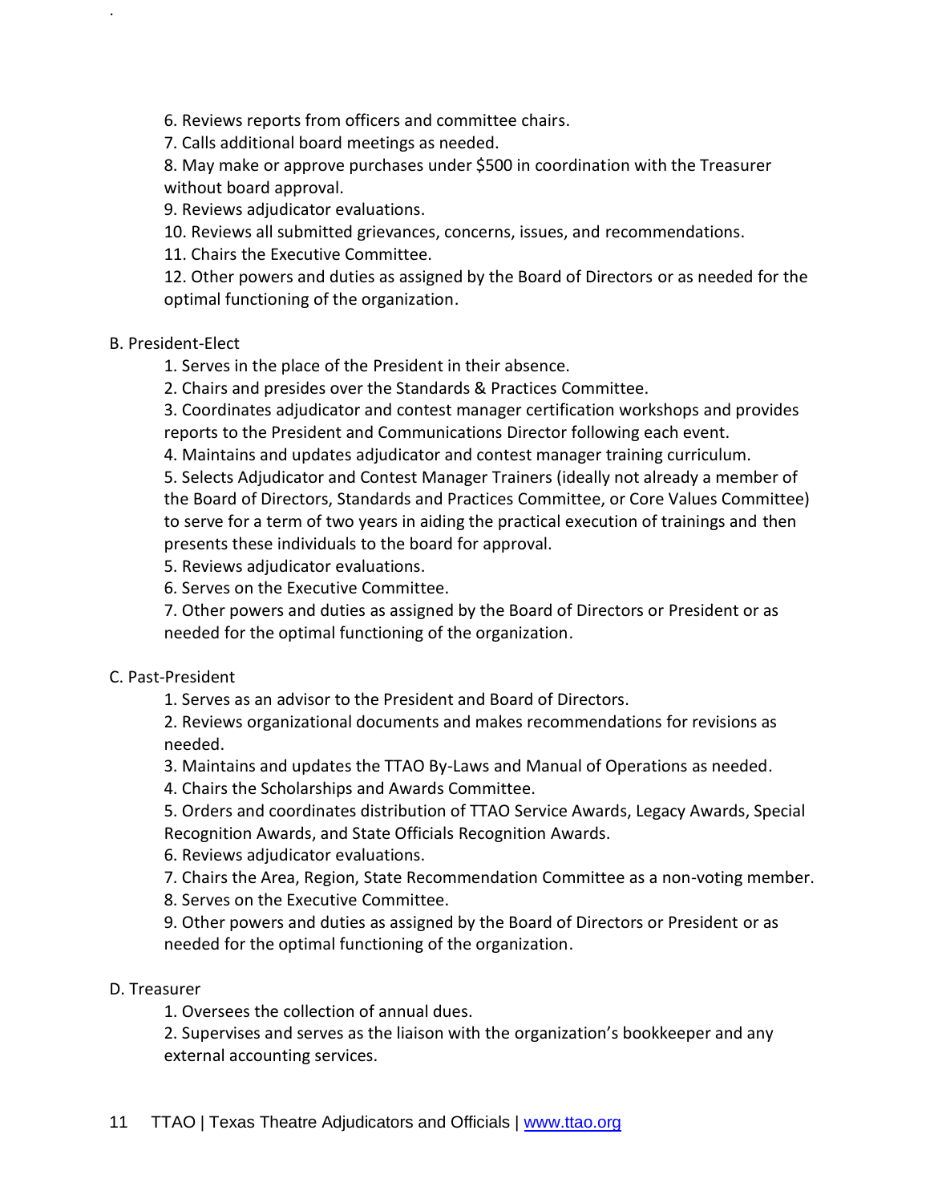6. Reviews reports from officers and committee chairs.
7. Calls additional board meetings as needed.
8. May make or approve purchases under $500 in coordination with the Treasurer without board approval.
9. Reviews adjudicator evaluations.
10. Reviews all submitted grievances, concerns, issues, and recommendations.
11. Chairs the Executive Committee.
12. Other powers and duties as assigned by the Board of Directors or as needed for the optimal functioning of the organization.

B. President-Elect

1. Serves in the place of the President in their absence.
2. Chairs and presides over the Standards & Practices Committee.
3. Coordinates adjudicator and contest manager certification workshops and provides reports to the President and Communications Director following each event.
4. Maintains and updates adjudicator and contest manager training curriculum.
5. Selects Adjudicator and Contest Manager Trainers (ideally not already a member of the Board of Directors, Standards and Practices Committee, or Core Values Committee) to serve for a term of two years in aiding the practical execution of trainings and then presents these individuals to the board for approval.
5. Reviews adjudicator evaluations.
6. Serves on the Executive Committee.
7. Other powers and duties as assigned by the Board of Directors or President or as needed for the optimal functioning of the organization.

C. Past-President

1. Serves as an advisor to the President and Board of Directors.
2. Reviews organizational documents and makes recommendations for revisions as needed.
3. Maintains and updates the TTAO By-Laws and Manual of Operations as needed.
4. Chairs the Scholarships and Awards Committee.
5. Orders and coordinates distribution of TTAO Service Awards, Legacy Awards, Special Recognition Awards, and State Officials Recognition Awards.
6. Reviews adjudicator evaluations.
7. Chairs the Area, Region, State Recommendation Committee as a non-voting member.
8. Serves on the Executive Committee.
9. Other powers and duties as assigned by the Board of Directors or President or as needed for the optimal functioning of the organization.

D. Treasurer

1. Oversees the collection of annual dues.
2. Supervises and serves as the liaison with the organization's bookkeeper and any external accounting services.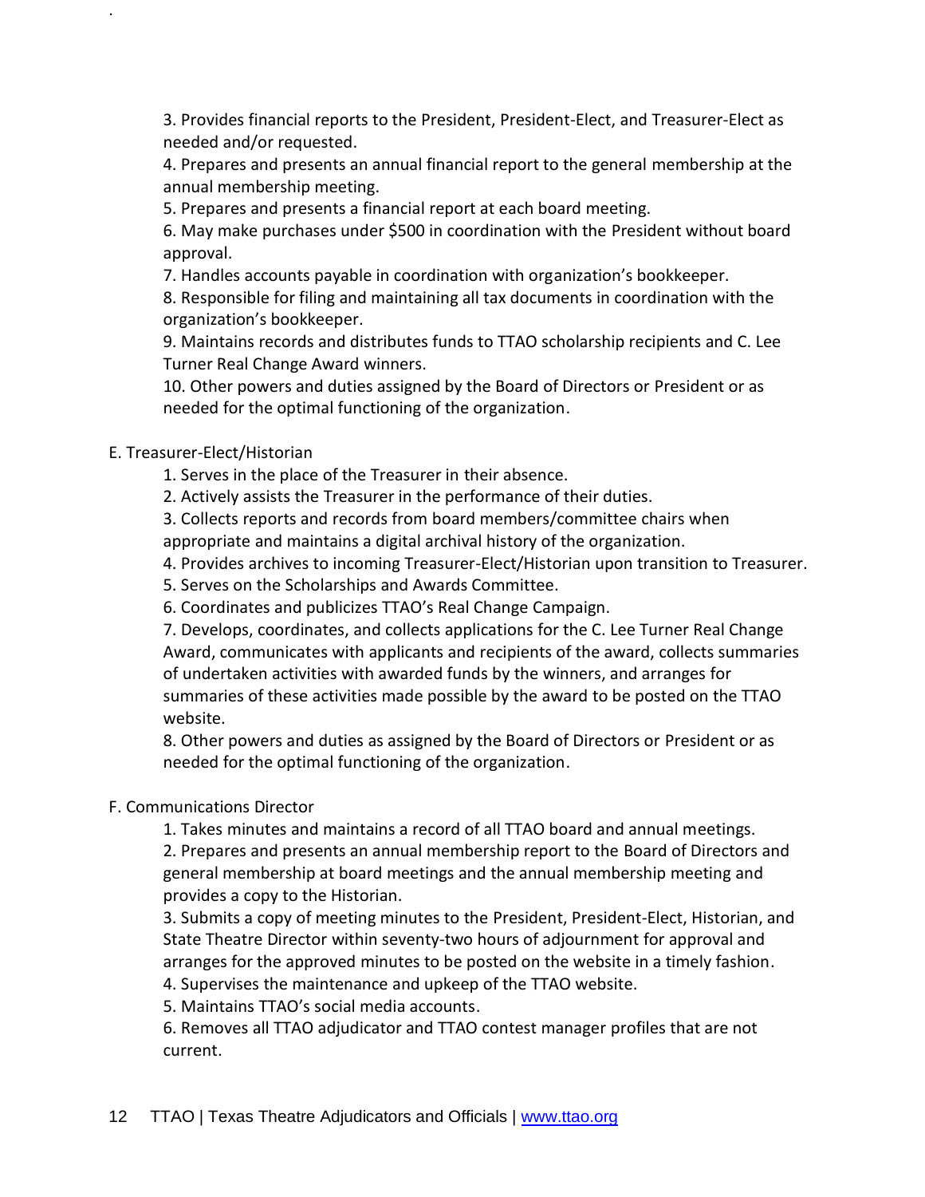3. Provides financial reports to the President, President-Elect, and Treasurer-Elect as needed and/or requested.

4. Prepares and presents an annual financial report to the general membership at the annual membership meeting.

5. Prepares and presents a financial report at each board meeting.

6. May make purchases under $500 in coordination with the President without board approval.

7. Handles accounts payable in coordination with organization's bookkeeper.

8. Responsible for filing and maintaining all tax documents in coordination with the organization's bookkeeper.

9. Maintains records and distributes funds to TTAO scholarship recipients and C. Lee Turner Real Change Award winners.

10. Other powers and duties assigned by the Board of Directors or President or as needed for the optimal functioning of the organization.

E. Treasurer-Elect/Historian

1. Serves in the place of the Treasurer in their absence.

2. Actively assists the Treasurer in the performance of their duties.

3. Collects reports and records from board members/committee chairs when appropriate and maintains a digital archival history of the organization.

4. Provides archives to incoming Treasurer-Elect/Historian upon transition to Treasurer.

5. Serves on the Scholarships and Awards Committee.

6. Coordinates and publicizes TTAO's Real Change Campaign.

7. Develops, coordinates, and collects applications for the C. Lee Turner Real Change Award, communicates with applicants and recipients of the award, collects summaries of undertaken activities with awarded funds by the winners, and arranges for summaries of these activities made possible by the award to be posted on the TTAO website.

8. Other powers and duties as assigned by the Board of Directors or President or as needed for the optimal functioning of the organization.

F. Communications Director

1. Takes minutes and maintains a record of all TTAO board and annual meetings.

2. Prepares and presents an annual membership report to the Board of Directors and general membership at board meetings and the annual membership meeting and provides a copy to the Historian.

3. Submits a copy of meeting minutes to the President, President-Elect, Historian, and State Theatre Director within seventy-two hours of adjournment for approval and arranges for the approved minutes to be posted on the website in a timely fashion.

4. Supervises the maintenance and upkeep of the TTAO website.

5. Maintains TTAO's social media accounts.

6. Removes all TTAO adjudicator and TTAO contest manager profiles that are not current.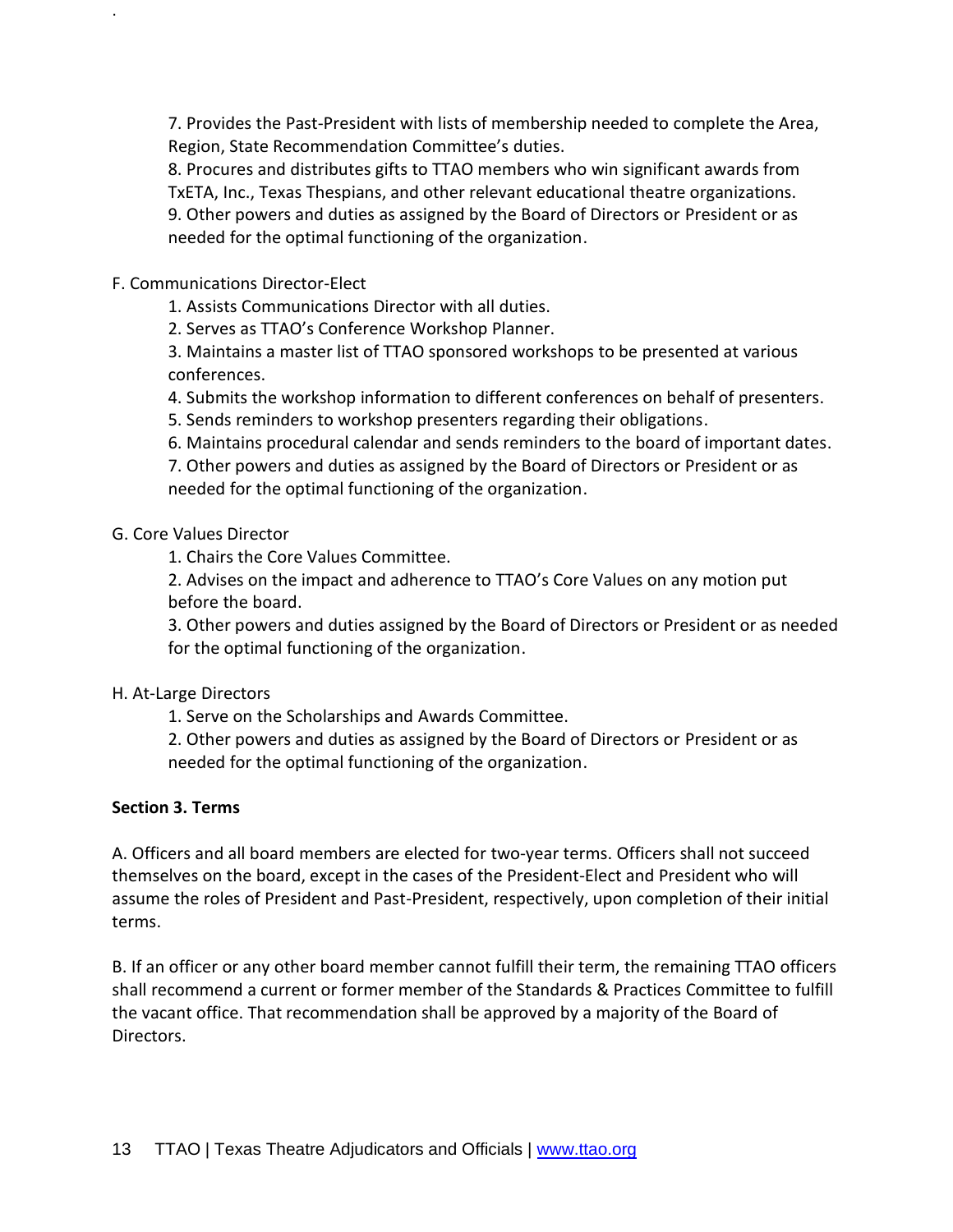7. Provides the Past-President with lists of membership needed to complete the Area, Region, State Recommendation Committee's duties.
8. Procures and distributes gifts to TTAO members who win significant awards from TxETA, Inc., Texas Thespians, and other relevant educational theatre organizations.
9. Other powers and duties as assigned by the Board of Directors or President or as needed for the optimal functioning of the organization.

F. Communications Director-Elect

1. Assists Communications Director with all duties.
2. Serves as TTAO's Conference Workshop Planner.
3. Maintains a master list of TTAO sponsored workshops to be presented at various conferences.
4. Submits the workshop information to different conferences on behalf of presenters.
5. Sends reminders to workshop presenters regarding their obligations.
6. Maintains procedural calendar and sends reminders to the board of important dates.
7. Other powers and duties as assigned by the Board of Directors or President or as needed for the optimal functioning of the organization.

G. Core Values Director

1. Chairs the Core Values Committee.
2. Advises on the impact and adherence to TTAO's Core Values on any motion put before the board.
3. Other powers and duties assigned by the Board of Directors or President or as needed for the optimal functioning of the organization.

H. At-Large Directors

1. Serve on the Scholarships and Awards Committee.
2. Other powers and duties as assigned by the Board of Directors or President or as needed for the optimal functioning of the organization.

**Section 3. Terms**

A. Officers and all board members are elected for two-year terms. Officers shall not succeed themselves on the board, except in the cases of the President-Elect and President who will assume the roles of President and Past-President, respectively, upon completion of their initial terms.

B. If an officer or any other board member cannot fulfill their term, the remaining TTAO officers shall recommend a current or former member of the Standards & Practices Committee to fulfill the vacant office. That recommendation shall be approved by a majority of the Board of Directors.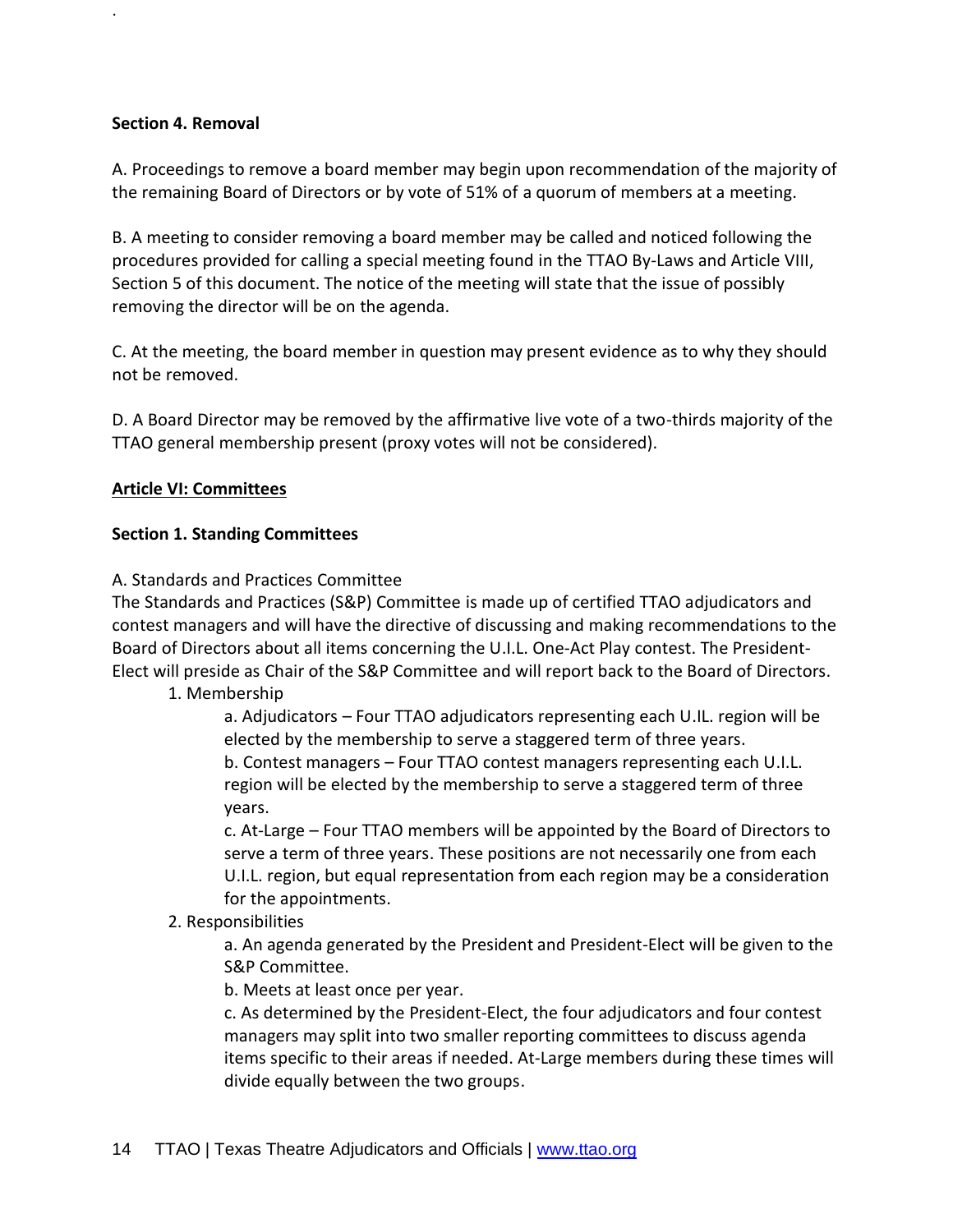**Section 4. Removal**

A. Proceedings to remove a board member may begin upon recommendation of the majority of the remaining Board of Directors or by vote of 51% of a quorum of members at a meeting.

B. A meeting to consider removing a board member may be called and noticed following the procedures provided for calling a special meeting found in the TTAO By-Laws and Article VIII, Section 5 of this document. The notice of the meeting will state that the issue of possibly removing the director will be on the agenda.

C. At the meeting, the board member in question may present evidence as to why they should not be removed.

D. A Board Director may be removed by the affirmative live vote of a two-thirds majority of the TTAO general membership present (proxy votes will not be considered).

## Article VI: Committees

**Section 1. Standing Committees**

A. Standards and Practices Committee

The Standards and Practices (S&P) Committee is made up of certified TTAO adjudicators and contest managers and will have the directive of discussing and making recommendations to the Board of Directors about all items concerning the U.I.L. One-Act Play contest. The President-Elect will preside as Chair of the S&P Committee and will report back to the Board of Directors.

1. Membership
    - a. Adjudicators – Four TTAO adjudicators representing each U.IL. region will be elected by the membership to serve a staggered term of three years.
    - b. Contest managers – Four TTAO contest managers representing each U.I.L. region will be elected by the membership to serve a staggered term of three years.
    - c. At-Large – Four TTAO members will be appointed by the Board of Directors to serve a term of three years. These positions are not necessarily one from each U.I.L. region, but equal representation from each region may be a consideration for the appointments.
2. Responsibilities
    - a. An agenda generated by the President and President-Elect will be given to the S&P Committee.
    - b. Meets at least once per year.
    - c. As determined by the President-Elect, the four adjudicators and four contest managers may split into two smaller reporting committees to discuss agenda items specific to their areas if needed. At-Large members during these times will divide equally between the two groups.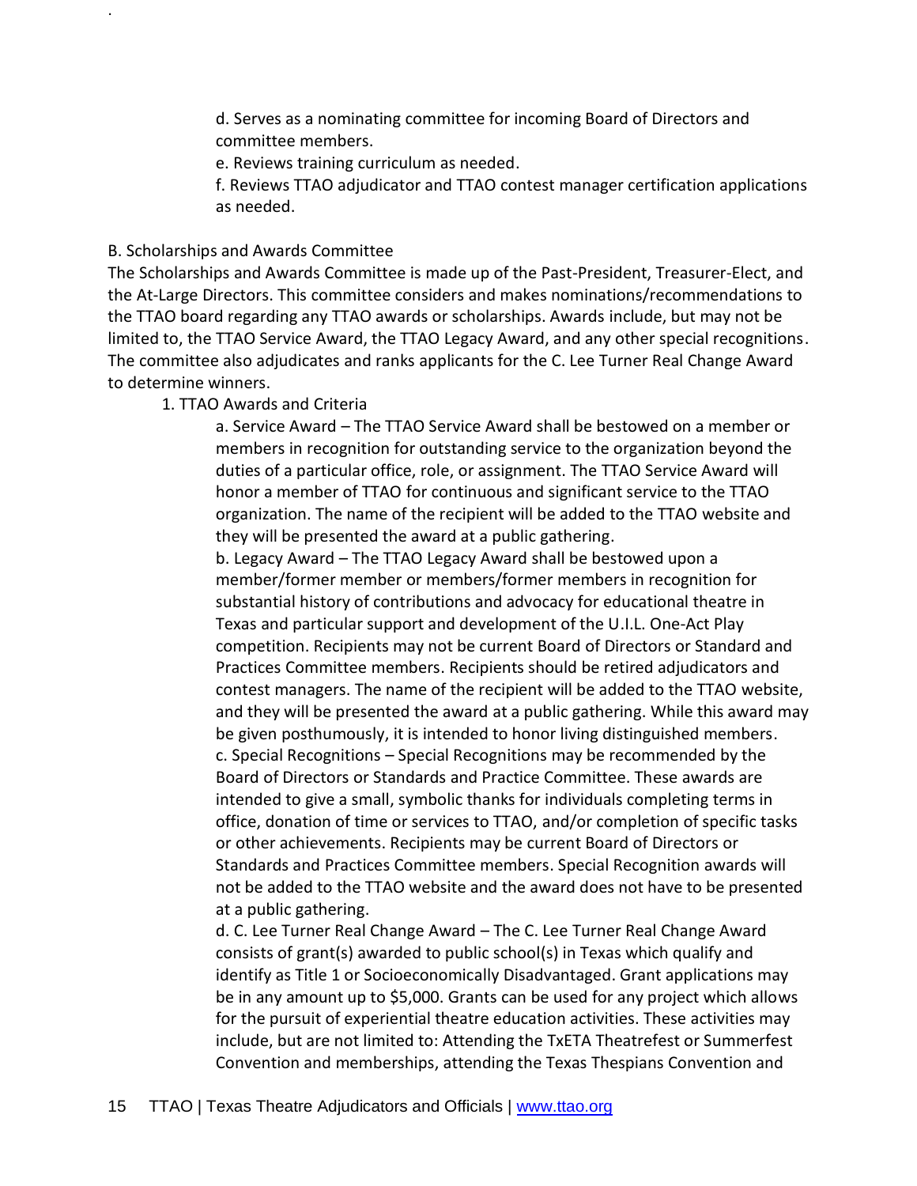d. Serves as a nominating committee for incoming Board of Directors and committee members.

e. Reviews training curriculum as needed.

f. Reviews TTAO adjudicator and TTAO contest manager certification applications as needed.

B. Scholarships and Awards Committee

The Scholarships and Awards Committee is made up of the Past-President, Treasurer-Elect, and the At-Large Directors. This committee considers and makes nominations/recommendations to the TTAO board regarding any TTAO awards or scholarships. Awards include, but may not be limited to, the TTAO Service Award, the TTAO Legacy Award, and any other special recognitions. The committee also adjudicates and ranks applicants for the C. Lee Turner Real Change Award to determine winners.

1. TTAO Awards and Criteria

a. Service Award – The TTAO Service Award shall be bestowed on a member or members in recognition for outstanding service to the organization beyond the duties of a particular office, role, or assignment. The TTAO Service Award will honor a member of TTAO for continuous and significant service to the TTAO organization. The name of the recipient will be added to the TTAO website and they will be presented the award at a public gathering.

b. Legacy Award – The TTAO Legacy Award shall be bestowed upon a member/former member or members/former members in recognition for substantial history of contributions and advocacy for educational theatre in Texas and particular support and development of the U.I.L. One-Act Play competition. Recipients may not be current Board of Directors or Standard and Practices Committee members. Recipients should be retired adjudicators and contest managers. The name of the recipient will be added to the TTAO website, and they will be presented the award at a public gathering. While this award may be given posthumously, it is intended to honor living distinguished members.

c. Special Recognitions – Special Recognitions may be recommended by the Board of Directors or Standards and Practice Committee. These awards are intended to give a small, symbolic thanks for individuals completing terms in office, donation of time or services to TTAO, and/or completion of specific tasks or other achievements. Recipients may be current Board of Directors or Standards and Practices Committee members. Special Recognition awards will not be added to the TTAO website and the award does not have to be presented at a public gathering.

d. C. Lee Turner Real Change Award – The C. Lee Turner Real Change Award consists of grant(s) awarded to public school(s) in Texas which qualify and identify as Title 1 or Socioeconomically Disadvantaged. Grant applications may be in any amount up to $5,000. Grants can be used for any project which allows for the pursuit of experiential theatre education activities. These activities may include, but are not limited to: Attending the TxETA Theatrefest or Summerfest Convention and memberships, attending the Texas Thespians Convention and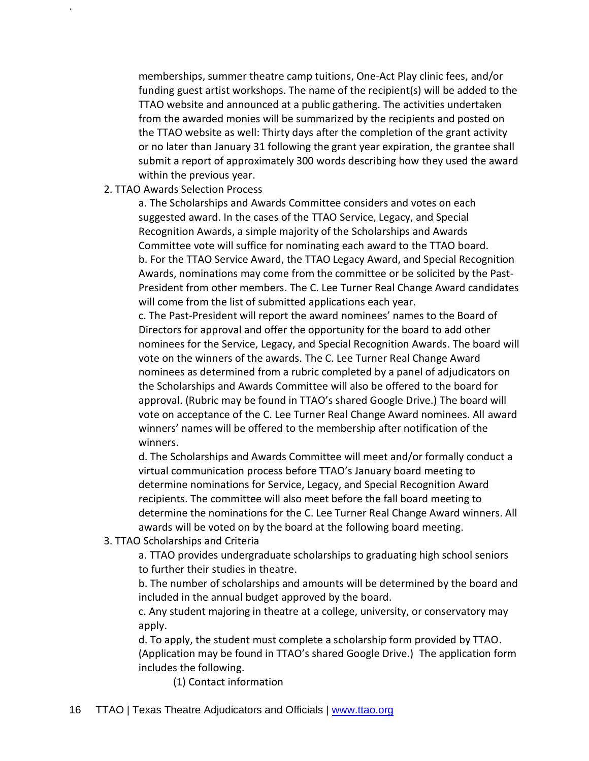memberships, summer theatre camp tuitions, One-Act Play clinic fees, and/or funding guest artist workshops. The name of the recipient(s) will be added to the TTAO website and announced at a public gathering. The activities undertaken from the awarded monies will be summarized by the recipients and posted on the TTAO website as well: Thirty days after the completion of the grant activity or no later than January 31 following the grant year expiration, the grantee shall submit a report of approximately 300 words describing how they used the award within the previous year.

2. TTAO Awards Selection Process

   a. The Scholarships and Awards Committee considers and votes on each suggested award. In the cases of the TTAO Service, Legacy, and Special Recognition Awards, a simple majority of the Scholarships and Awards Committee vote will suffice for nominating each award to the TTAO board.
   b. For the TTAO Service Award, the TTAO Legacy Award, and Special Recognition Awards, nominations may come from the committee or be solicited by the Past-President from other members. The C. Lee Turner Real Change Award candidates will come from the list of submitted applications each year.
   c. The Past-President will report the award nominees' names to the Board of Directors for approval and offer the opportunity for the board to add other nominees for the Service, Legacy, and Special Recognition Awards. The board will vote on the winners of the awards. The C. Lee Turner Real Change Award nominees as determined from a rubric completed by a panel of adjudicators on the Scholarships and Awards Committee will also be offered to the board for approval. (Rubric may be found in TTAO's shared Google Drive.) The board will vote on acceptance of the C. Lee Turner Real Change Award nominees. All award winners' names will be offered to the membership after notification of the winners.
   d. The Scholarships and Awards Committee will meet and/or formally conduct a virtual communication process before TTAO's January board meeting to determine nominations for Service, Legacy, and Special Recognition Award recipients. The committee will also meet before the fall board meeting to determine the nominations for the C. Lee Turner Real Change Award winners. All awards will be voted on by the board at the following board meeting.

3. TTAO Scholarships and Criteria

   a. TTAO provides undergraduate scholarships to graduating high school seniors to further their studies in theatre.
   b. The number of scholarships and amounts will be determined by the board and included in the annual budget approved by the board.
   c. Any student majoring in theatre at a college, university, or conservatory may apply.
   d. To apply, the student must complete a scholarship form provided by TTAO. (Application may be found in TTAO's shared Google Drive.) The application form includes the following.

      (1) Contact information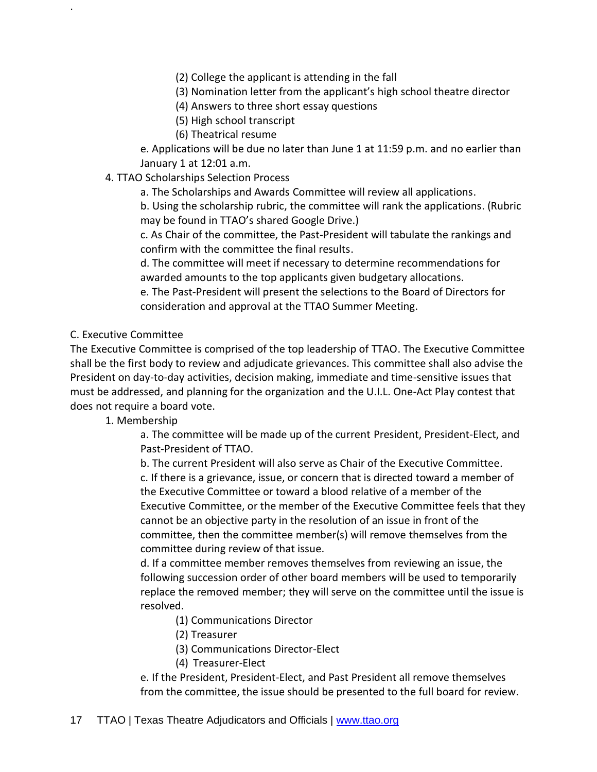(2) College the applicant is attending in the fall

(3) Nomination letter from the applicant's high school theatre director

(4) Answers to three short essay questions

(5) High school transcript

(6) Theatrical resume

e. Applications will be due no later than June 1 at 11:59 p.m. and no earlier than January 1 at 12:01 a.m.

4. TTAO Scholarships Selection Process

a. The Scholarships and Awards Committee will review all applications.

b. Using the scholarship rubric, the committee will rank the applications. (Rubric may be found in TTAO's shared Google Drive.)

c. As Chair of the committee, the Past-President will tabulate the rankings and confirm with the committee the final results.

d. The committee will meet if necessary to determine recommendations for awarded amounts to the top applicants given budgetary allocations.

e. The Past-President will present the selections to the Board of Directors for consideration and approval at the TTAO Summer Meeting.

C. Executive Committee

The Executive Committee is comprised of the top leadership of TTAO. The Executive Committee shall be the first body to review and adjudicate grievances. This committee shall also advise the President on day-to-day activities, decision making, immediate and time-sensitive issues that must be addressed, and planning for the organization and the U.I.L. One-Act Play contest that does not require a board vote.

1. Membership

a. The committee will be made up of the current President, President-Elect, and Past-President of TTAO.

b. The current President will also serve as Chair of the Executive Committee.

c. If there is a grievance, issue, or concern that is directed toward a member of the Executive Committee or toward a blood relative of a member of the Executive Committee, or the member of the Executive Committee feels that they cannot be an objective party in the resolution of an issue in front of the committee, then the committee member(s) will remove themselves from the committee during review of that issue.

d. If a committee member removes themselves from reviewing an issue, the following succession order of other board members will be used to temporarily replace the removed member; they will serve on the committee until the issue is resolved.

(1) Communications Director

(2) Treasurer

(3) Communications Director-Elect

(4) Treasurer-Elect

e. If the President, President-Elect, and Past President all remove themselves from the committee, the issue should be presented to the full board for review.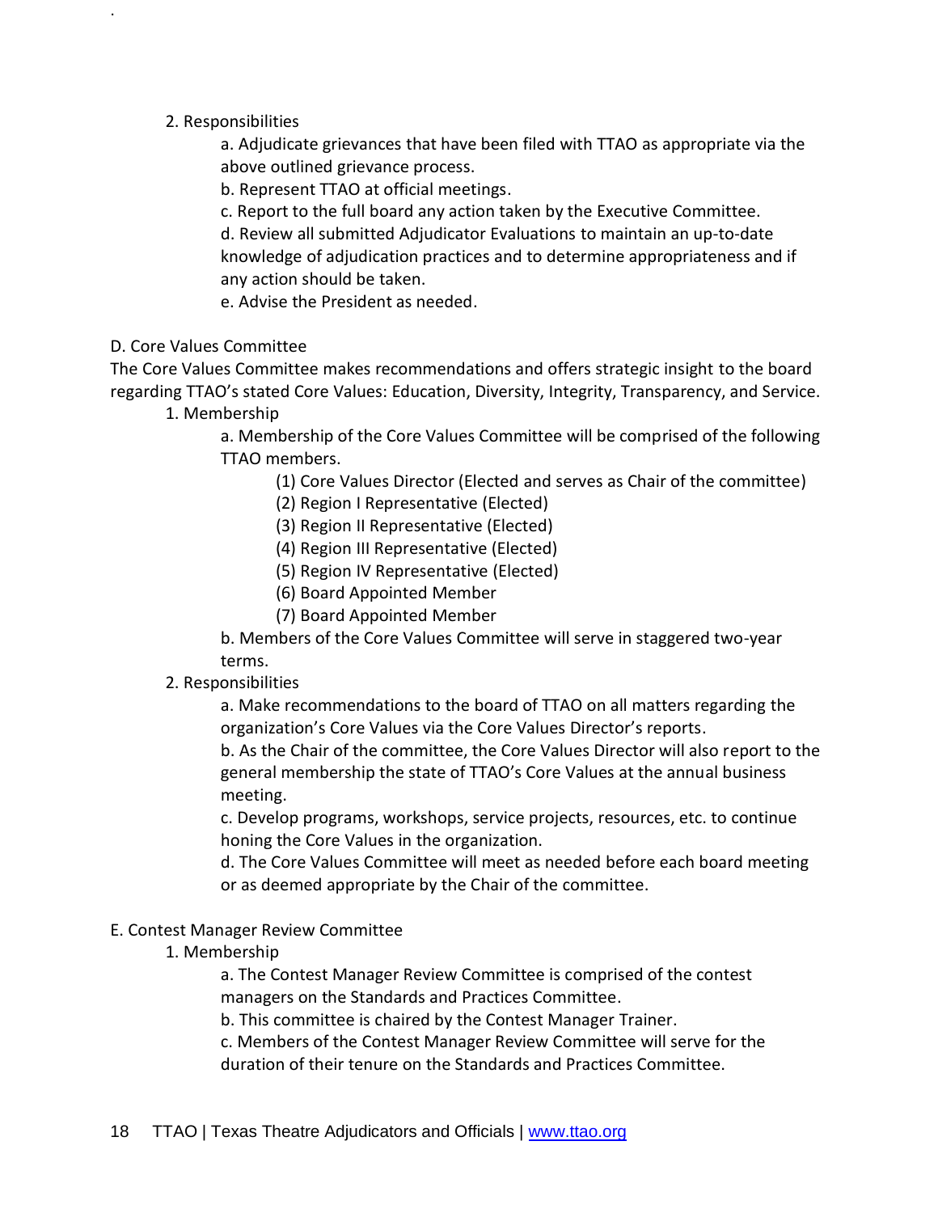2. Responsibilities

a. Adjudicate grievances that have been filed with TTAO as appropriate via the above outlined grievance process.

b. Represent TTAO at official meetings.

c. Report to the full board any action taken by the Executive Committee.

d. Review all submitted Adjudicator Evaluations to maintain an up-to-date knowledge of adjudication practices and to determine appropriateness and if any action should be taken.

e. Advise the President as needed.

D. Core Values Committee

The Core Values Committee makes recommendations and offers strategic insight to the board regarding TTAO's stated Core Values: Education, Diversity, Integrity, Transparency, and Service.

1. Membership

a. Membership of the Core Values Committee will be comprised of the following TTAO members.

(1) Core Values Director (Elected and serves as Chair of the committee)

(2) Region I Representative (Elected)

(3) Region II Representative (Elected)

(4) Region III Representative (Elected)

(5) Region IV Representative (Elected)

(6) Board Appointed Member

(7) Board Appointed Member

b. Members of the Core Values Committee will serve in staggered two-year terms.

2. Responsibilities

a. Make recommendations to the board of TTAO on all matters regarding the organization's Core Values via the Core Values Director's reports.

b. As the Chair of the committee, the Core Values Director will also report to the general membership the state of TTAO's Core Values at the annual business meeting.

c. Develop programs, workshops, service projects, resources, etc. to continue honing the Core Values in the organization.

d. The Core Values Committee will meet as needed before each board meeting or as deemed appropriate by the Chair of the committee.

E. Contest Manager Review Committee

1. Membership

a. The Contest Manager Review Committee is comprised of the contest managers on the Standards and Practices Committee.

b. This committee is chaired by the Contest Manager Trainer.

c. Members of the Contest Manager Review Committee will serve for the duration of their tenure on the Standards and Practices Committee.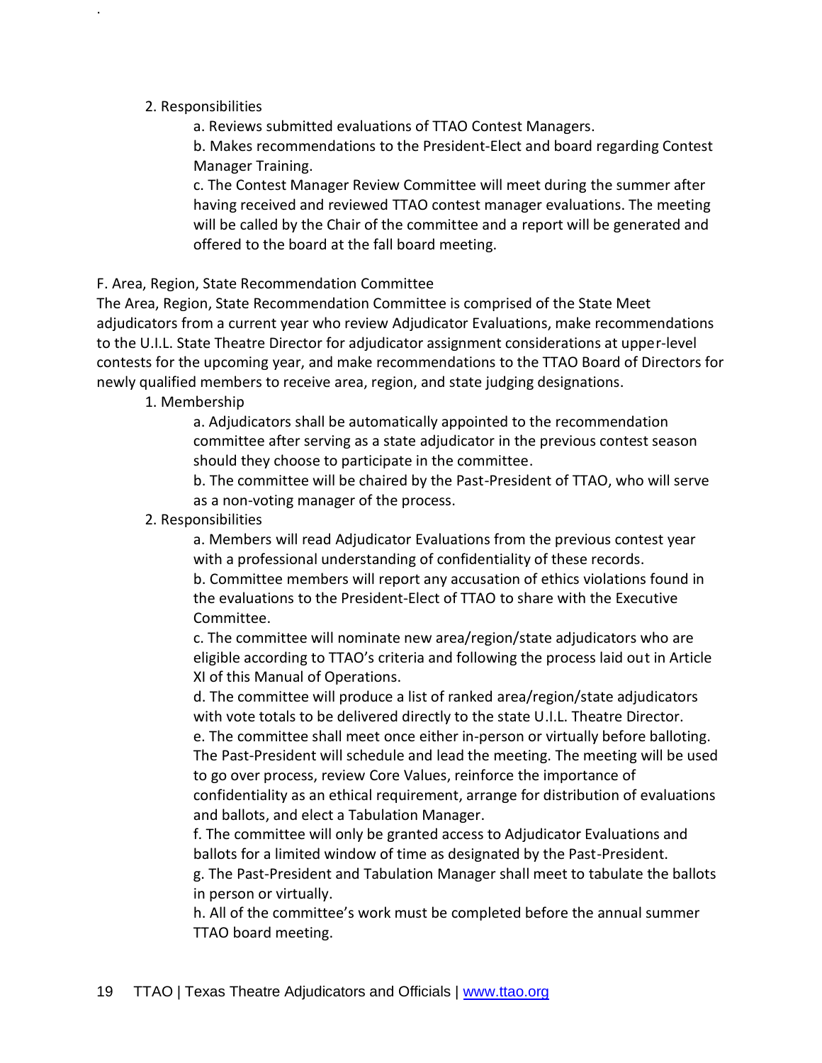2. Responsibilities

    a. Reviews submitted evaluations of TTAO Contest Managers.

    b. Makes recommendations to the President-Elect and board regarding Contest Manager Training.

    c. The Contest Manager Review Committee will meet during the summer after having received and reviewed TTAO contest manager evaluations. The meeting will be called by the Chair of the committee and a report will be generated and offered to the board at the fall board meeting.

F. Area, Region, State Recommendation Committee

The Area, Region, State Recommendation Committee is comprised of the State Meet adjudicators from a current year who review Adjudicator Evaluations, make recommendations to the U.I.L. State Theatre Director for adjudicator assignment considerations at upper-level contests for the upcoming year, and make recommendations to the TTAO Board of Directors for newly qualified members to receive area, region, and state judging designations.

1. Membership

    a. Adjudicators shall be automatically appointed to the recommendation committee after serving as a state adjudicator in the previous contest season should they choose to participate in the committee.

    b. The committee will be chaired by the Past-President of TTAO, who will serve as a non-voting manager of the process.

2. Responsibilities

    a. Members will read Adjudicator Evaluations from the previous contest year with a professional understanding of confidentiality of these records.

    b. Committee members will report any accusation of ethics violations found in the evaluations to the President-Elect of TTAO to share with the Executive Committee.

    c. The committee will nominate new area/region/state adjudicators who are eligible according to TTAO's criteria and following the process laid out in Article XI of this Manual of Operations.

    d. The committee will produce a list of ranked area/region/state adjudicators with vote totals to be delivered directly to the state U.I.L. Theatre Director.

    e. The committee shall meet once either in-person or virtually before balloting. The Past-President will schedule and lead the meeting. The meeting will be used to go over process, review Core Values, reinforce the importance of confidentiality as an ethical requirement, arrange for distribution of evaluations and ballots, and elect a Tabulation Manager.

    f. The committee will only be granted access to Adjudicator Evaluations and ballots for a limited window of time as designated by the Past-President.

    g. The Past-President and Tabulation Manager shall meet to tabulate the ballots in person or virtually.

    h. All of the committee's work must be completed before the annual summer TTAO board meeting.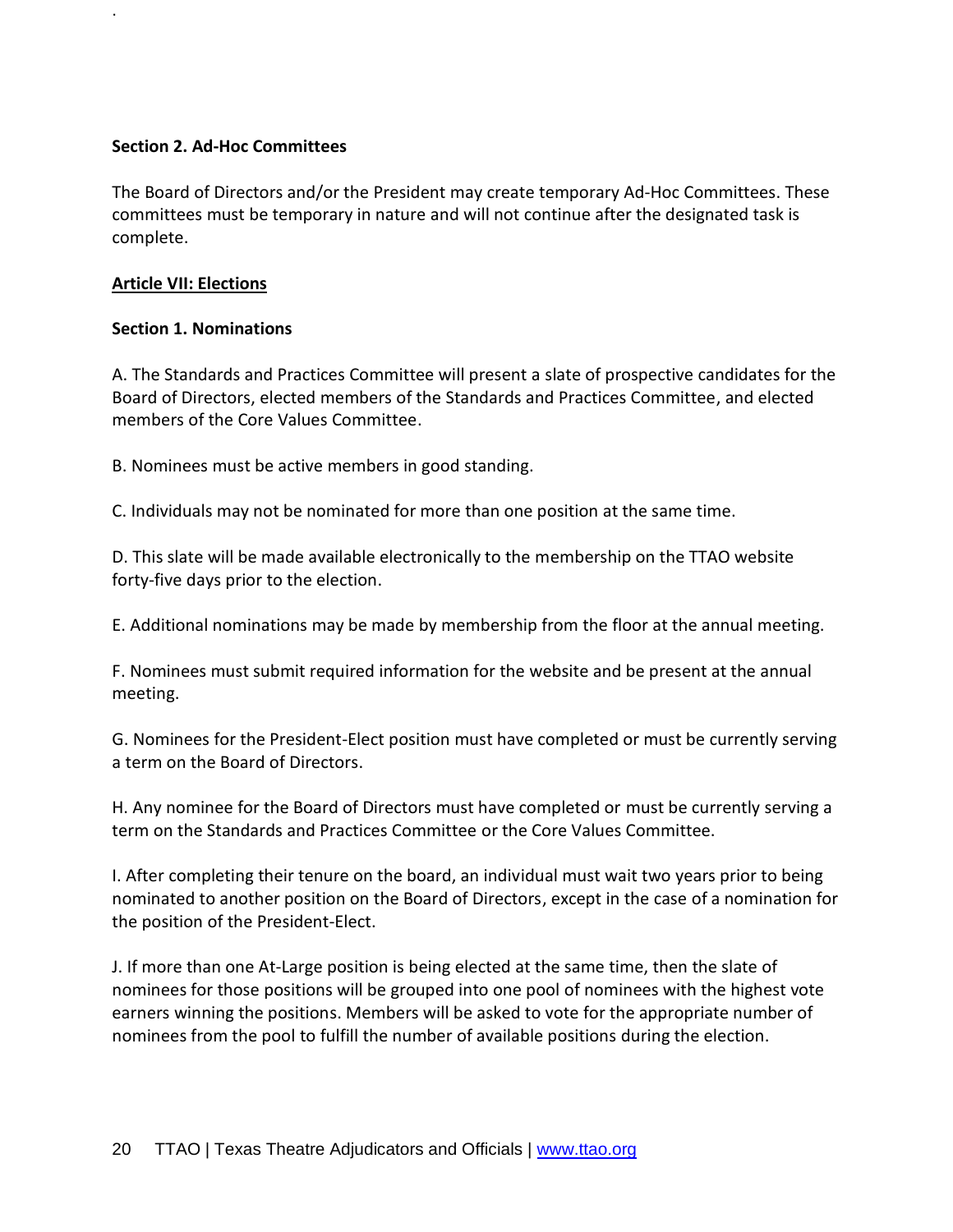**Section 2. Ad-Hoc Committees**

The Board of Directors and/or the President may create temporary Ad-Hoc Committees. These committees must be temporary in nature and will not continue after the designated task is complete.

## Article VII: Elections

**Section 1. Nominations**

A. The Standards and Practices Committee will present a slate of prospective candidates for the Board of Directors, elected members of the Standards and Practices Committee, and elected members of the Core Values Committee.

B. Nominees must be active members in good standing.

C. Individuals may not be nominated for more than one position at the same time.

D. This slate will be made available electronically to the membership on the TTAO website forty-five days prior to the election.

E. Additional nominations may be made by membership from the floor at the annual meeting.

F. Nominees must submit required information for the website and be present at the annual meeting.

G. Nominees for the President-Elect position must have completed or must be currently serving a term on the Board of Directors.

H. Any nominee for the Board of Directors must have completed or must be currently serving a term on the Standards and Practices Committee or the Core Values Committee.

I. After completing their tenure on the board, an individual must wait two years prior to being nominated to another position on the Board of Directors, except in the case of a nomination for the position of the President-Elect.

J. If more than one At-Large position is being elected at the same time, then the slate of nominees for those positions will be grouped into one pool of nominees with the highest vote earners winning the positions. Members will be asked to vote for the appropriate number of nominees from the pool to fulfill the number of available positions during the election.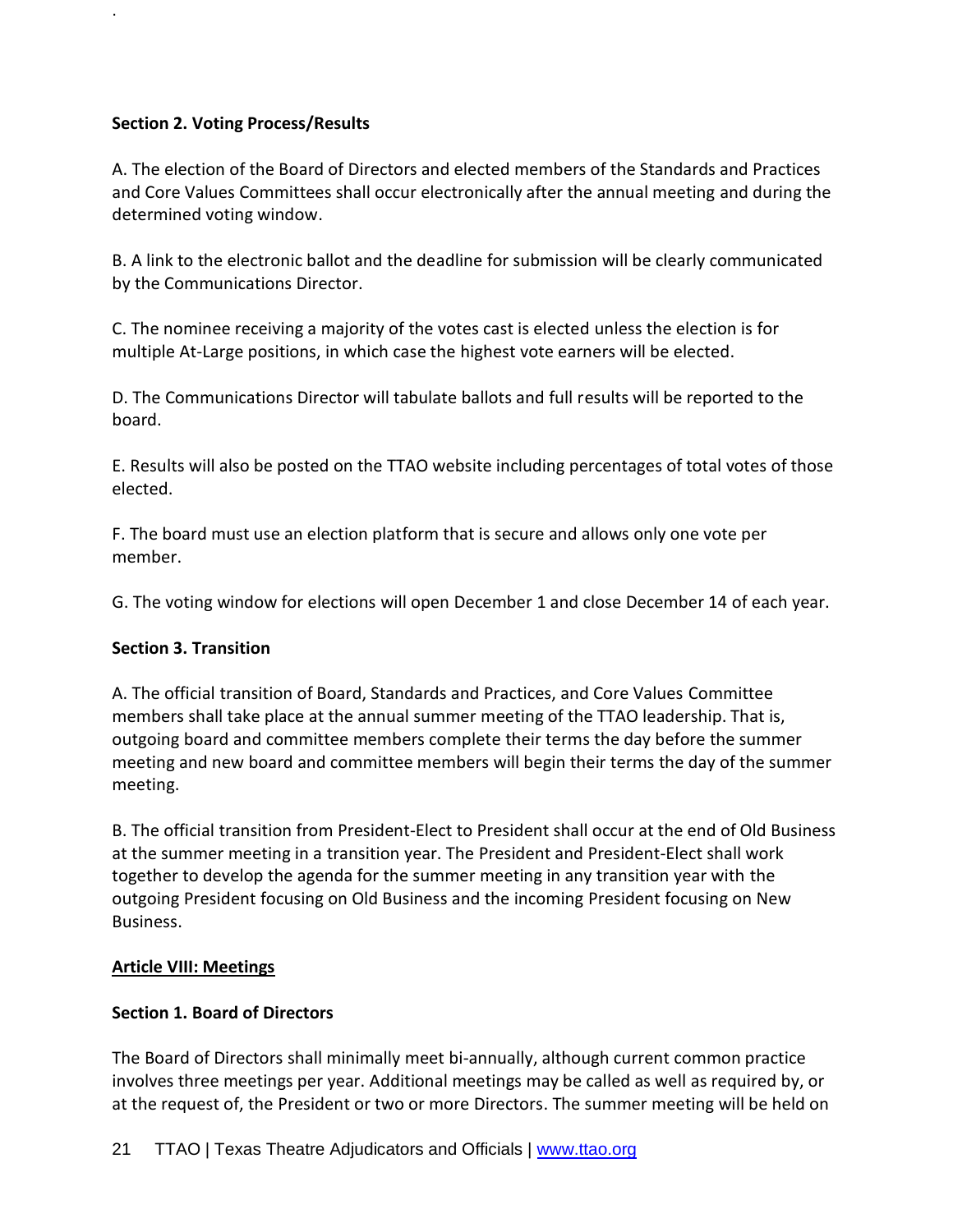**Section 2. Voting Process/Results**

A. The election of the Board of Directors and elected members of the Standards and Practices and Core Values Committees shall occur electronically after the annual meeting and during the determined voting window.

B. A link to the electronic ballot and the deadline for submission will be clearly communicated by the Communications Director.

C. The nominee receiving a majority of the votes cast is elected unless the election is for multiple At-Large positions, in which case the highest vote earners will be elected.

D. The Communications Director will tabulate ballots and full results will be reported to the board.

E. Results will also be posted on the TTAO website including percentages of total votes of those elected.

F. The board must use an election platform that is secure and allows only one vote per member.

G. The voting window for elections will open December 1 and close December 14 of each year.

**Section 3. Transition**

A. The official transition of Board, Standards and Practices, and Core Values Committee members shall take place at the annual summer meeting of the TTAO leadership. That is, outgoing board and committee members complete their terms the day before the summer meeting and new board and committee members will begin their terms the day of the summer meeting.

B. The official transition from President-Elect to President shall occur at the end of Old Business at the summer meeting in a transition year. The President and President-Elect shall work together to develop the agenda for the summer meeting in any transition year with the outgoing President focusing on Old Business and the incoming President focusing on New Business.

## Article VIII: Meetings

**Section 1. Board of Directors**

The Board of Directors shall minimally meet bi-annually, although current common practice involves three meetings per year. Additional meetings may be called as well as required by, or at the request of, the President or two or more Directors. The summer meeting will be held on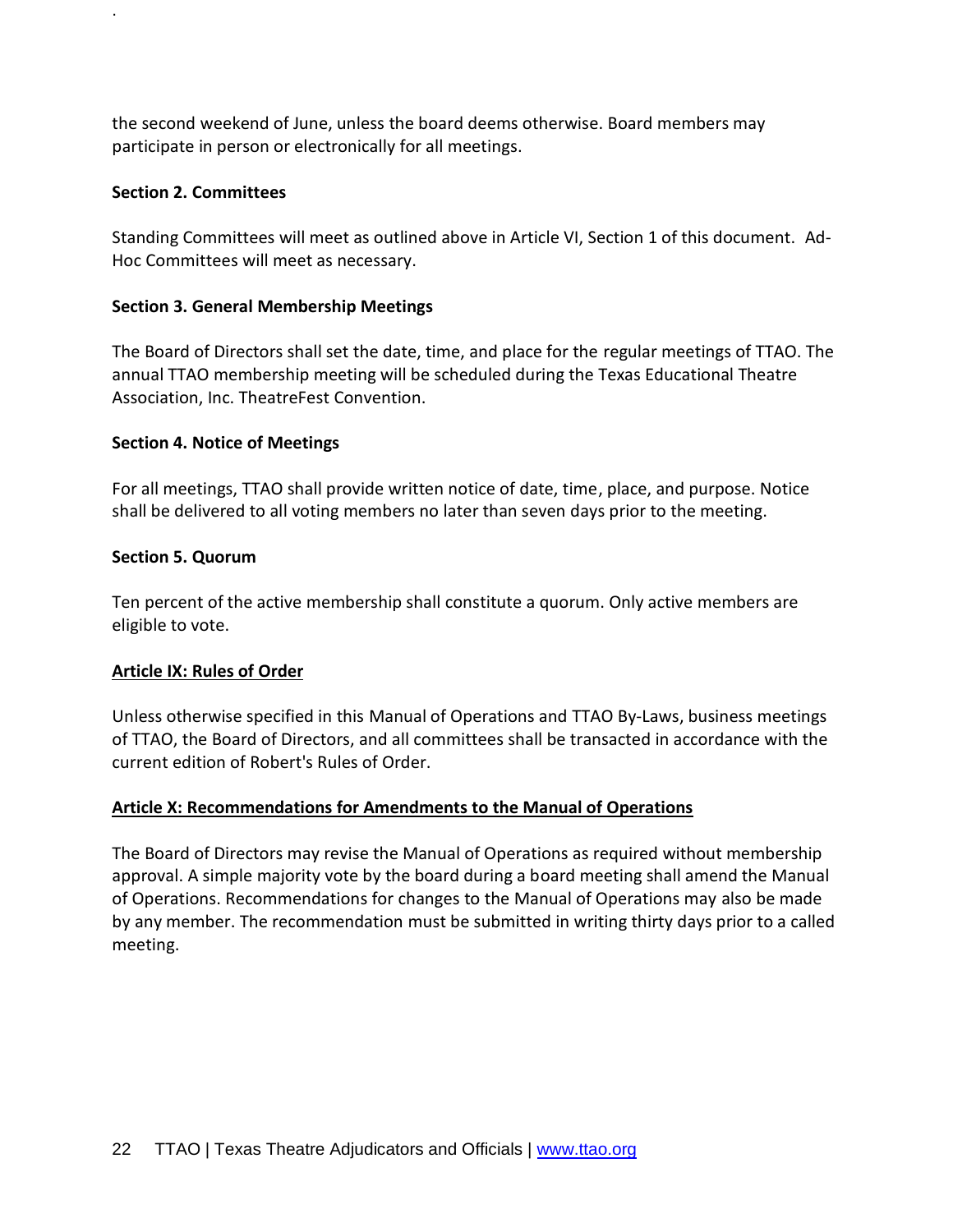the second weekend of June, unless the board deems otherwise. Board members may participate in person or electronically for all meetings.

**Section 2. Committees**

Standing Committees will meet as outlined above in Article VI, Section 1 of this document. Ad-Hoc Committees will meet as necessary.

**Section 3. General Membership Meetings**

The Board of Directors shall set the date, time, and place for the regular meetings of TTAO. The annual TTAO membership meeting will be scheduled during the Texas Educational Theatre Association, Inc. TheatreFest Convention.

**Section 4. Notice of Meetings**

For all meetings, TTAO shall provide written notice of date, time, place, and purpose. Notice shall be delivered to all voting members no later than seven days prior to the meeting.

**Section 5. Quorum**

Ten percent of the active membership shall constitute a quorum. Only active members are eligible to vote.

## Article IX: Rules of Order

Unless otherwise specified in this Manual of Operations and TTAO By-Laws, business meetings of TTAO, the Board of Directors, and all committees shall be transacted in accordance with the current edition of Robert's Rules of Order.

## Article X: Recommendations for Amendments to the Manual of Operations

The Board of Directors may revise the Manual of Operations as required without membership approval. A simple majority vote by the board during a board meeting shall amend the Manual of Operations. Recommendations for changes to the Manual of Operations may also be made by any member. The recommendation must be submitted in writing thirty days prior to a called meeting.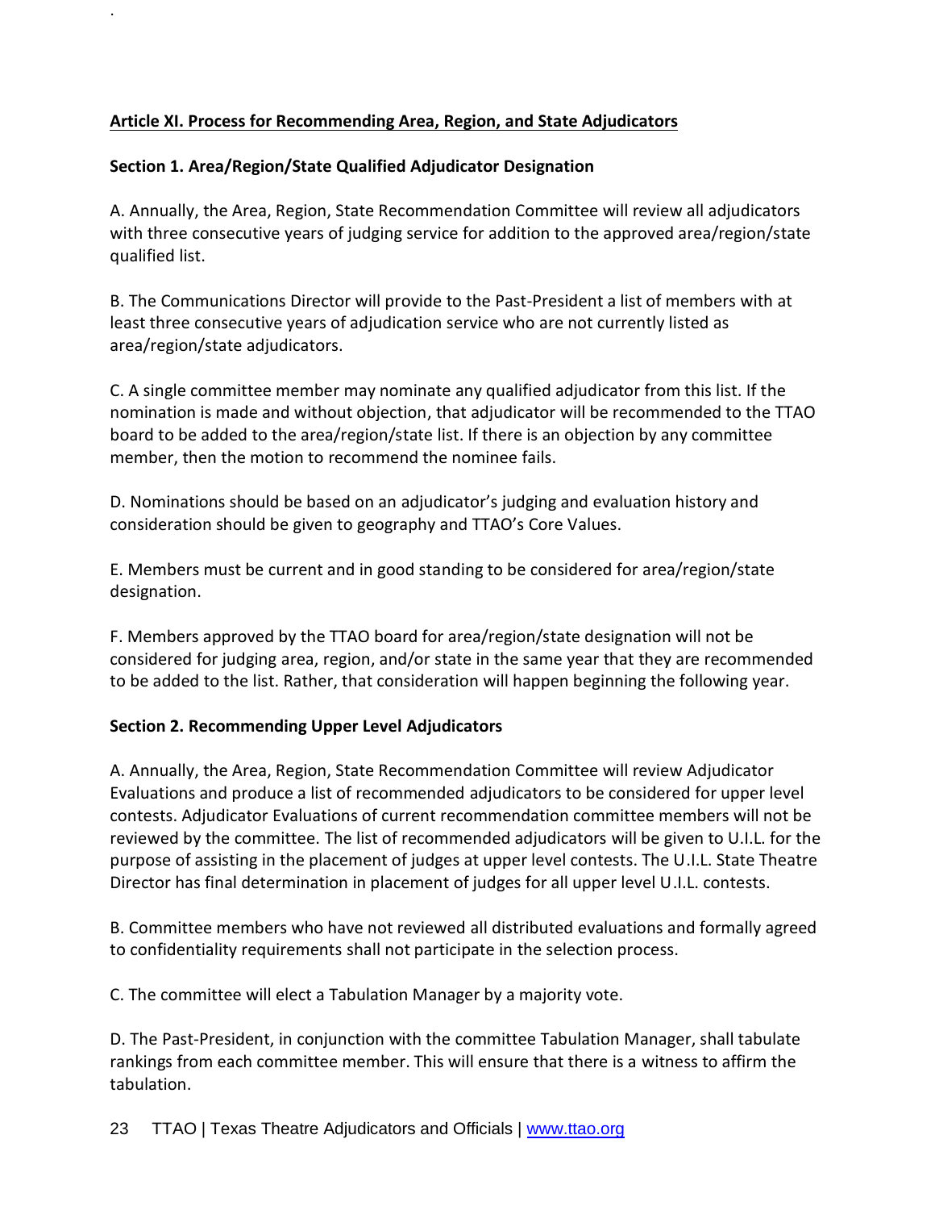## Article XI. Process for Recommending Area, Region, and State Adjudicators

### Section 1. Area/Region/State Qualified Adjudicator Designation

A. Annually, the Area, Region, State Recommendation Committee will review all adjudicators with three consecutive years of judging service for addition to the approved area/region/state qualified list.

B. The Communications Director will provide to the Past-President a list of members with at least three consecutive years of adjudication service who are not currently listed as area/region/state adjudicators.

C. A single committee member may nominate any qualified adjudicator from this list. If the nomination is made and without objection, that adjudicator will be recommended to the TTAO board to be added to the area/region/state list. If there is an objection by any committee member, then the motion to recommend the nominee fails.

D. Nominations should be based on an adjudicator's judging and evaluation history and consideration should be given to geography and TTAO's Core Values.

E. Members must be current and in good standing to be considered for area/region/state designation.

F. Members approved by the TTAO board for area/region/state designation will not be considered for judging area, region, and/or state in the same year that they are recommended to be added to the list. Rather, that consideration will happen beginning the following year.

### Section 2. Recommending Upper Level Adjudicators

A. Annually, the Area, Region, State Recommendation Committee will review Adjudicator Evaluations and produce a list of recommended adjudicators to be considered for upper level contests. Adjudicator Evaluations of current recommendation committee members will not be reviewed by the committee. The list of recommended adjudicators will be given to U.I.L. for the purpose of assisting in the placement of judges at upper level contests. The U.I.L. State Theatre Director has final determination in placement of judges for all upper level U.I.L. contests.

B. Committee members who have not reviewed all distributed evaluations and formally agreed to confidentiality requirements shall not participate in the selection process.

C. The committee will elect a Tabulation Manager by a majority vote.

D. The Past-President, in conjunction with the committee Tabulation Manager, shall tabulate rankings from each committee member. This will ensure that there is a witness to affirm the tabulation.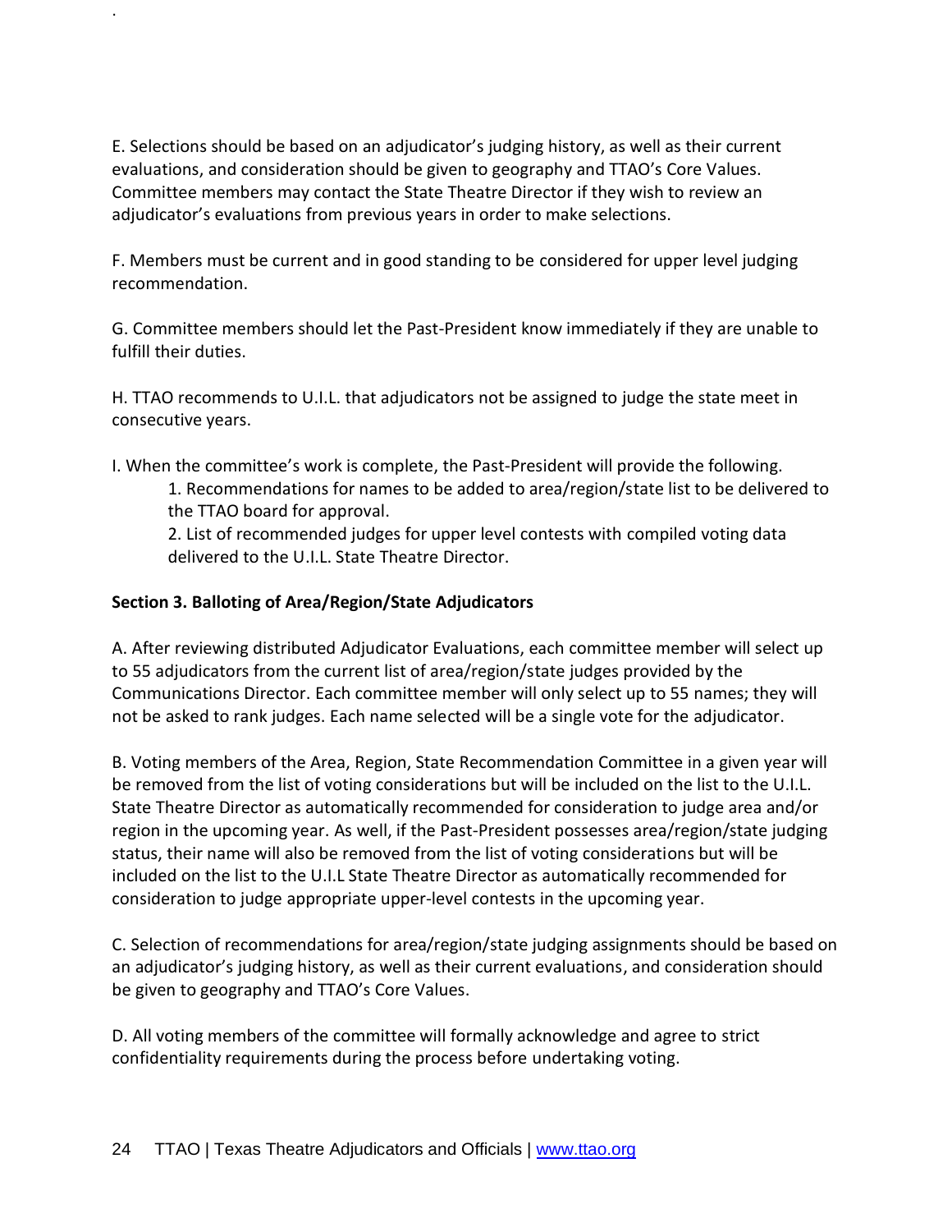E. Selections should be based on an adjudicator's judging history, as well as their current evaluations, and consideration should be given to geography and TTAO's Core Values. Committee members may contact the State Theatre Director if they wish to review an adjudicator's evaluations from previous years in order to make selections.

F. Members must be current and in good standing to be considered for upper level judging recommendation.

G. Committee members should let the Past-President know immediately if they are unable to fulfill their duties.

H. TTAO recommends to U.I.L. that adjudicators not be assigned to judge the state meet in consecutive years.

I. When the committee's work is complete, the Past-President will provide the following.

1. Recommendations for names to be added to area/region/state list to be delivered to the TTAO board for approval.
2. List of recommended judges for upper level contests with compiled voting data delivered to the U.I.L. State Theatre Director.

**Section 3. Balloting of Area/Region/State Adjudicators**

A. After reviewing distributed Adjudicator Evaluations, each committee member will select up to 55 adjudicators from the current list of area/region/state judges provided by the Communications Director. Each committee member will only select up to 55 names; they will not be asked to rank judges. Each name selected will be a single vote for the adjudicator.

B. Voting members of the Area, Region, State Recommendation Committee in a given year will be removed from the list of voting considerations but will be included on the list to the U.I.L. State Theatre Director as automatically recommended for consideration to judge area and/or region in the upcoming year. As well, if the Past-President possesses area/region/state judging status, their name will also be removed from the list of voting considerations but will be included on the list to the U.I.L State Theatre Director as automatically recommended for consideration to judge appropriate upper-level contests in the upcoming year.

C. Selection of recommendations for area/region/state judging assignments should be based on an adjudicator's judging history, as well as their current evaluations, and consideration should be given to geography and TTAO's Core Values.

D. All voting members of the committee will formally acknowledge and agree to strict confidentiality requirements during the process before undertaking voting.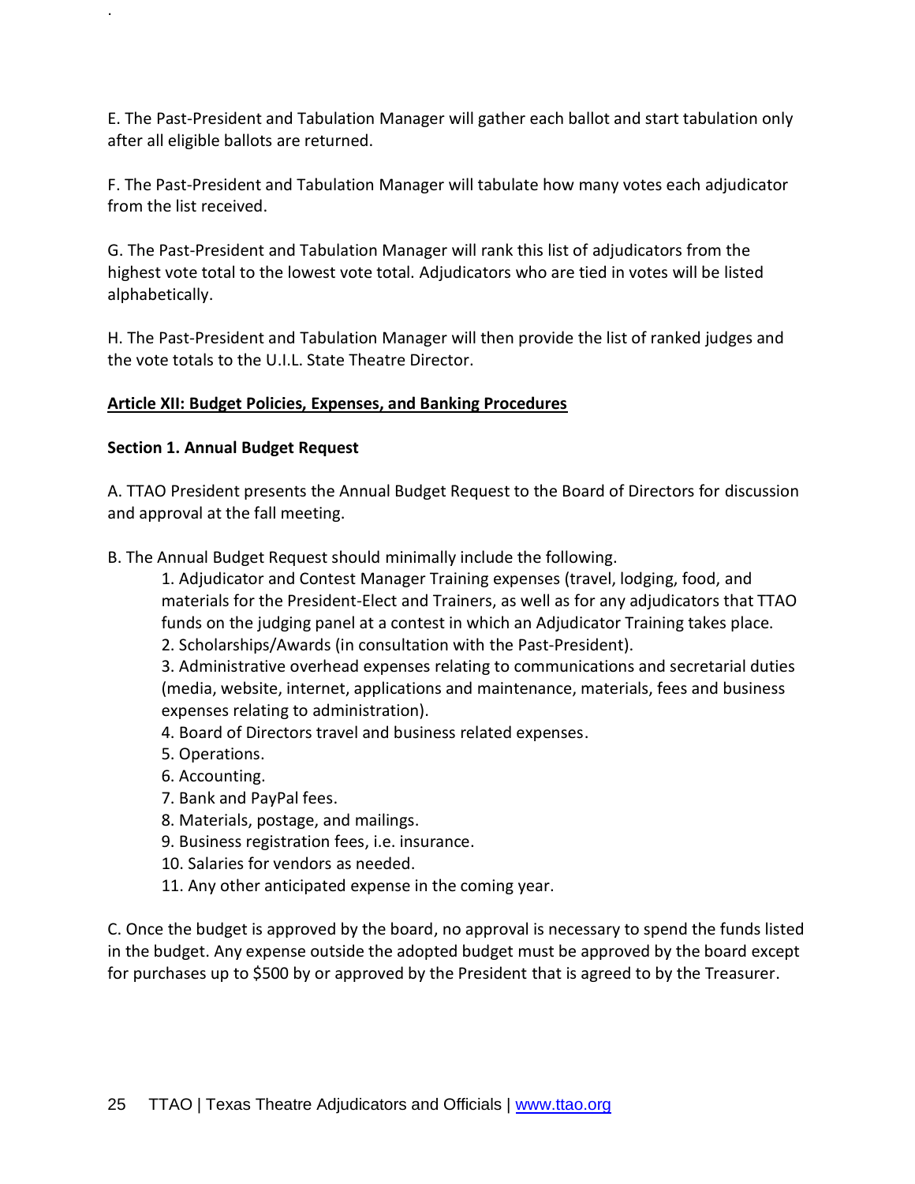E. The Past-President and Tabulation Manager will gather each ballot and start tabulation only after all eligible ballots are returned.

F. The Past-President and Tabulation Manager will tabulate how many votes each adjudicator from the list received.

G. The Past-President and Tabulation Manager will rank this list of adjudicators from the highest vote total to the lowest vote total. Adjudicators who are tied in votes will be listed alphabetically.

H. The Past-President and Tabulation Manager will then provide the list of ranked judges and the vote totals to the U.I.L. State Theatre Director.

## Article XII: Budget Policies, Expenses, and Banking Procedures

### Section 1. Annual Budget Request

A. TTAO President presents the Annual Budget Request to the Board of Directors for discussion and approval at the fall meeting.

B. The Annual Budget Request should minimally include the following.

1. Adjudicator and Contest Manager Training expenses (travel, lodging, food, and materials for the President-Elect and Trainers, as well as for any adjudicators that TTAO funds on the judging panel at a contest in which an Adjudicator Training takes place.
2. Scholarships/Awards (in consultation with the Past-President).
3. Administrative overhead expenses relating to communications and secretarial duties (media, website, internet, applications and maintenance, materials, fees and business expenses relating to administration).
4. Board of Directors travel and business related expenses.
5. Operations.
6. Accounting.
7. Bank and PayPal fees.
8. Materials, postage, and mailings.
9. Business registration fees, i.e. insurance.
10. Salaries for vendors as needed.
11. Any other anticipated expense in the coming year.

C. Once the budget is approved by the board, no approval is necessary to spend the funds listed in the budget. Any expense outside the adopted budget must be approved by the board except for purchases up to $500 by or approved by the President that is agreed to by the Treasurer.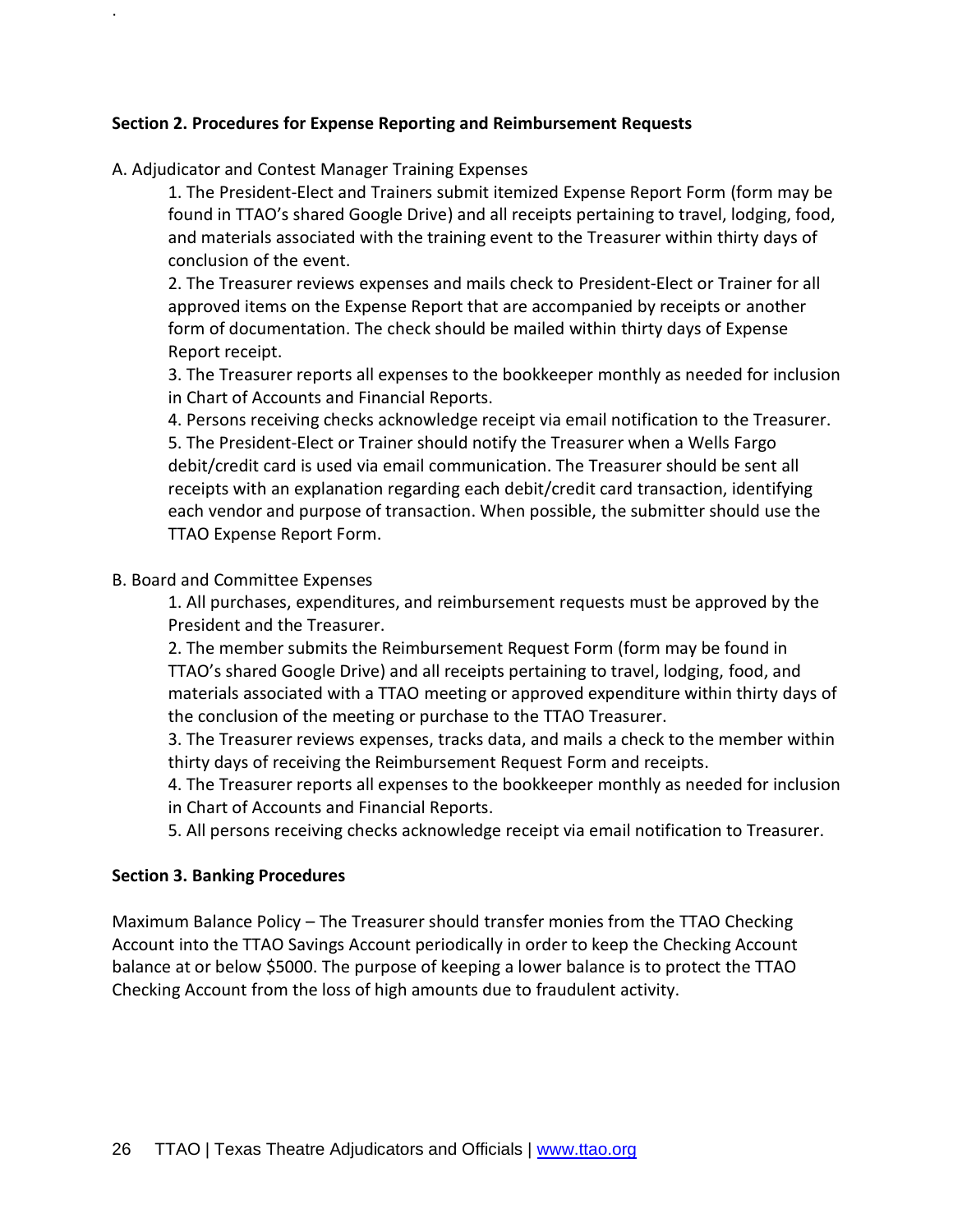**Section 2. Procedures for Expense Reporting and Reimbursement Requests**

A. Adjudicator and Contest Manager Training Expenses

1. The President-Elect and Trainers submit itemized Expense Report Form (form may be found in TTAO's shared Google Drive) and all receipts pertaining to travel, lodging, food, and materials associated with the training event to the Treasurer within thirty days of conclusion of the event.
2. The Treasurer reviews expenses and mails check to President-Elect or Trainer for all approved items on the Expense Report that are accompanied by receipts or another form of documentation. The check should be mailed within thirty days of Expense Report receipt.
3. The Treasurer reports all expenses to the bookkeeper monthly as needed for inclusion in Chart of Accounts and Financial Reports.
4. Persons receiving checks acknowledge receipt via email notification to the Treasurer.
5. The President-Elect or Trainer should notify the Treasurer when a Wells Fargo debit/credit card is used via email communication. The Treasurer should be sent all receipts with an explanation regarding each debit/credit card transaction, identifying each vendor and purpose of transaction. When possible, the submitter should use the TTAO Expense Report Form.

B. Board and Committee Expenses

1. All purchases, expenditures, and reimbursement requests must be approved by the President and the Treasurer.
2. The member submits the Reimbursement Request Form (form may be found in TTAO's shared Google Drive) and all receipts pertaining to travel, lodging, food, and materials associated with a TTAO meeting or approved expenditure within thirty days of the conclusion of the meeting or purchase to the TTAO Treasurer.
3. The Treasurer reviews expenses, tracks data, and mails a check to the member within thirty days of receiving the Reimbursement Request Form and receipts.
4. The Treasurer reports all expenses to the bookkeeper monthly as needed for inclusion in Chart of Accounts and Financial Reports.
5. All persons receiving checks acknowledge receipt via email notification to Treasurer.

**Section 3. Banking Procedures**

Maximum Balance Policy – The Treasurer should transfer monies from the TTAO Checking Account into the TTAO Savings Account periodically in order to keep the Checking Account balance at or below $5000. The purpose of keeping a lower balance is to protect the TTAO Checking Account from the loss of high amounts due to fraudulent activity.